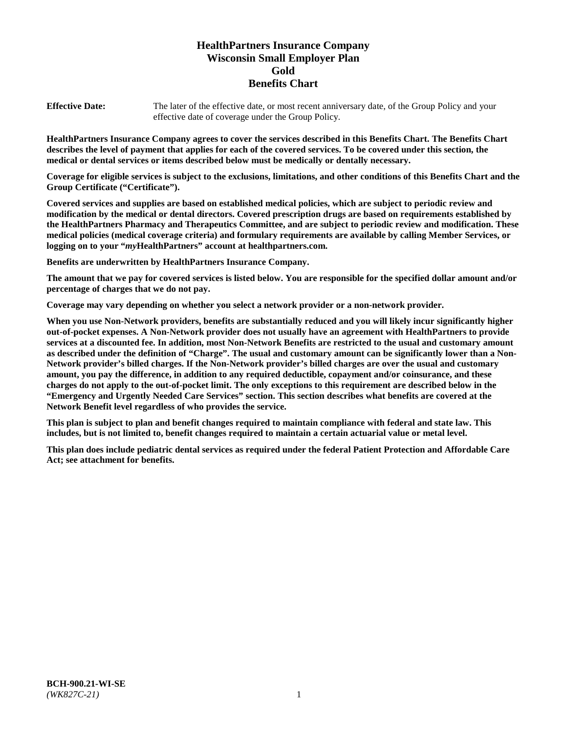# HealthPartners Insurance Company
# Wisconsin Small Employer Plan
# Gold
# Benefits Chart

**Effective Date:** The later of the effective date, or most recent anniversary date, of the Group Policy and your effective date of coverage under the Group Policy.

**HealthPartners Insurance Company agrees to cover the services described in this Benefits Chart. The Benefits Chart describes the level of payment that applies for each of the covered services. To be covered under this section, the medical or dental services or items described below must be medically or dentally necessary.**

**Coverage for eligible services is subject to the exclusions, limitations, and other conditions of this Benefits Chart and the Group Certificate ("Certificate").**

**Covered services and supplies are based on established medical policies, which are subject to periodic review and modification by the medical or dental directors. Covered prescription drugs are based on requirements established by the HealthPartners Pharmacy and Therapeutics Committee, and are subject to periodic review and modification. These medical policies (medical coverage criteria) and formulary requirements are available by calling Member Services, or logging on to your "*my*HealthPartners" account at healthpartners.com.**

**Benefits are underwritten by HealthPartners Insurance Company.**

**The amount that we pay for covered services is listed below. You are responsible for the specified dollar amount and/or percentage of charges that we do not pay.**

**Coverage may vary depending on whether you select a network provider or a non-network provider.**

**When you use Non-Network providers, benefits are substantially reduced and you will likely incur significantly higher out-of-pocket expenses. A Non-Network provider does not usually have an agreement with HealthPartners to provide services at a discounted fee. In addition, most Non-Network Benefits are restricted to the usual and customary amount as described under the definition of "Charge". The usual and customary amount can be significantly lower than a Non-Network provider's billed charges. If the Non-Network provider's billed charges are over the usual and customary amount, you pay the difference, in addition to any required deductible, copayment and/or coinsurance, and these charges do not apply to the out-of-pocket limit. The only exceptions to this requirement are described below in the "Emergency and Urgently Needed Care Services" section. This section describes what benefits are covered at the Network Benefit level regardless of who provides the service.**

**This plan is subject to plan and benefit changes required to maintain compliance with federal and state law. This includes, but is not limited to, benefit changes required to maintain a certain actuarial value or metal level.**

**This plan does include pediatric dental services as required under the federal Patient Protection and Affordable Care Act; see attachment for benefits.**

**BCH-900.21-WI-SE**
*(WK827C-21)*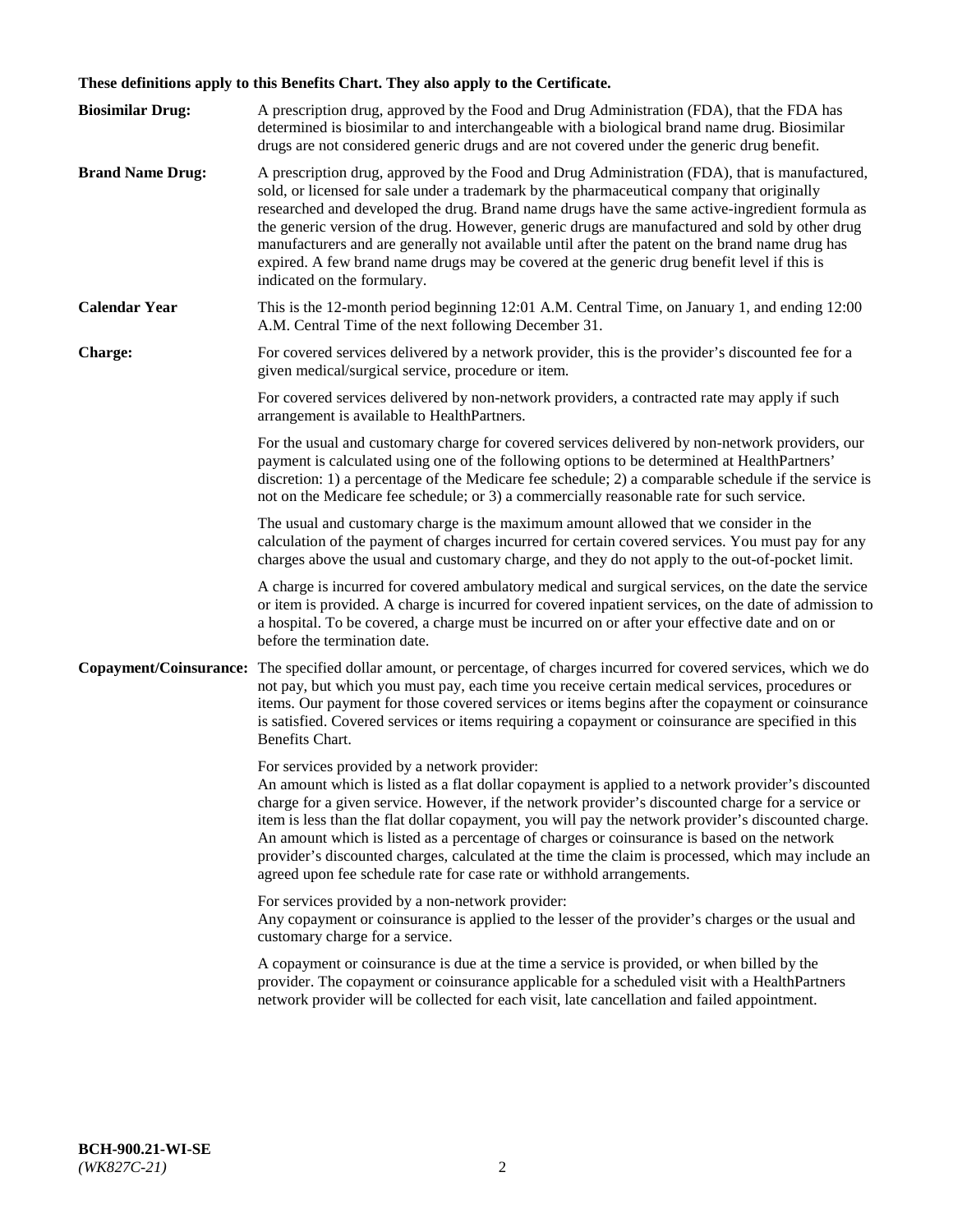**These definitions apply to this Benefits Chart. They also apply to the Certificate.**

**Biosimilar Drug:** A prescription drug, approved by the Food and Drug Administration (FDA), that the FDA has determined is biosimilar to and interchangeable with a biological brand name drug. Biosimilar drugs are not considered generic drugs and are not covered under the generic drug benefit.

**Brand Name Drug:** A prescription drug, approved by the Food and Drug Administration (FDA), that is manufactured, sold, or licensed for sale under a trademark by the pharmaceutical company that originally researched and developed the drug. Brand name drugs have the same active-ingredient formula as the generic version of the drug. However, generic drugs are manufactured and sold by other drug manufacturers and are generally not available until after the patent on the brand name drug has expired. A few brand name drugs may be covered at the generic drug benefit level if this is indicated on the formulary.

**Calendar Year** This is the 12-month period beginning 12:01 A.M. Central Time, on January 1, and ending 12:00 A.M. Central Time of the next following December 31.

**Charge:** For covered services delivered by a network provider, this is the provider's discounted fee for a given medical/surgical service, procedure or item.

For covered services delivered by non-network providers, a contracted rate may apply if such arrangement is available to HealthPartners.

For the usual and customary charge for covered services delivered by non-network providers, our payment is calculated using one of the following options to be determined at HealthPartners' discretion: 1) a percentage of the Medicare fee schedule; 2) a comparable schedule if the service is not on the Medicare fee schedule; or 3) a commercially reasonable rate for such service.

The usual and customary charge is the maximum amount allowed that we consider in the calculation of the payment of charges incurred for certain covered services. You must pay for any charges above the usual and customary charge, and they do not apply to the out-of-pocket limit.

A charge is incurred for covered ambulatory medical and surgical services, on the date the service or item is provided. A charge is incurred for covered inpatient services, on the date of admission to a hospital. To be covered, a charge must be incurred on or after your effective date and on or before the termination date.

**Copayment/Coinsurance:** The specified dollar amount, or percentage, of charges incurred for covered services, which we do not pay, but which you must pay, each time you receive certain medical services, procedures or items. Our payment for those covered services or items begins after the copayment or coinsurance is satisfied. Covered services or items requiring a copayment or coinsurance are specified in this Benefits Chart.

For services provided by a network provider:
An amount which is listed as a flat dollar copayment is applied to a network provider's discounted charge for a given service. However, if the network provider's discounted charge for a service or item is less than the flat dollar copayment, you will pay the network provider's discounted charge. An amount which is listed as a percentage of charges or coinsurance is based on the network provider's discounted charges, calculated at the time the claim is processed, which may include an agreed upon fee schedule rate for case rate or withhold arrangements.

For services provided by a non-network provider:
Any copayment or coinsurance is applied to the lesser of the provider's charges or the usual and customary charge for a service.

A copayment or coinsurance is due at the time a service is provided, or when billed by the provider. The copayment or coinsurance applicable for a scheduled visit with a HealthPartners network provider will be collected for each visit, late cancellation and failed appointment.

**BCH-900.21-WI-SE**
*(WK827C-21)*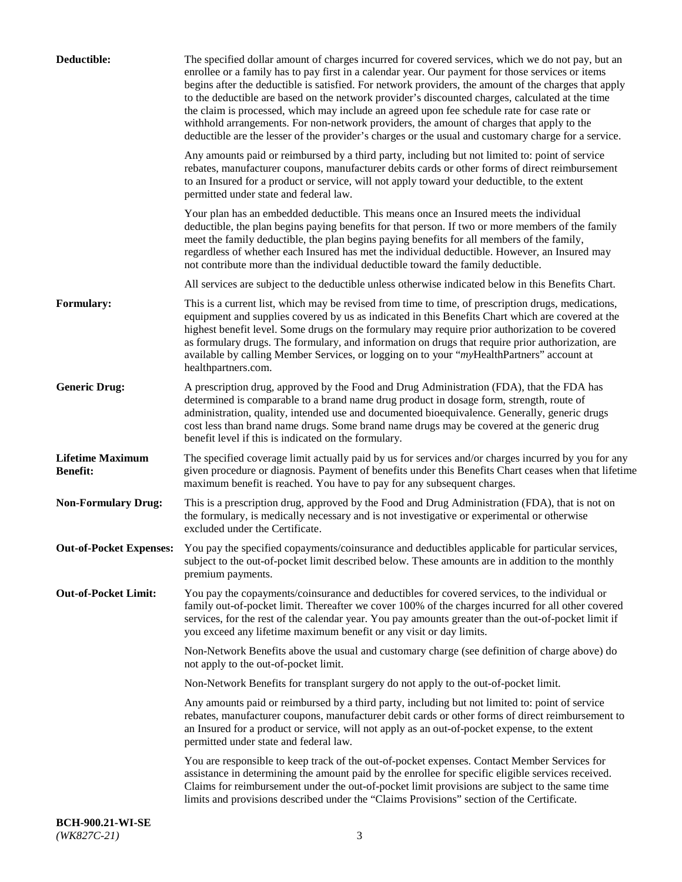**Deductible:** The specified dollar amount of charges incurred for covered services, which we do not pay, but an enrollee or a family has to pay first in a calendar year. Our payment for those services or items begins after the deductible is satisfied. For network providers, the amount of the charges that apply to the deductible are based on the network provider's discounted charges, calculated at the time the claim is processed, which may include an agreed upon fee schedule rate for case rate or withhold arrangements. For non-network providers, the amount of charges that apply to the deductible are the lesser of the provider's charges or the usual and customary charge for a service.

Any amounts paid or reimbursed by a third party, including but not limited to: point of service rebates, manufacturer coupons, manufacturer debits cards or other forms of direct reimbursement to an Insured for a product or service, will not apply toward your deductible, to the extent permitted under state and federal law.

Your plan has an embedded deductible. This means once an Insured meets the individual deductible, the plan begins paying benefits for that person. If two or more members of the family meet the family deductible, the plan begins paying benefits for all members of the family, regardless of whether each Insured has met the individual deductible. However, an Insured may not contribute more than the individual deductible toward the family deductible.

All services are subject to the deductible unless otherwise indicated below in this Benefits Chart.

**Formulary:** This is a current list, which may be revised from time to time, of prescription drugs, medications, equipment and supplies covered by us as indicated in this Benefits Chart which are covered at the highest benefit level. Some drugs on the formulary may require prior authorization to be covered as formulary drugs. The formulary, and information on drugs that require prior authorization, are available by calling Member Services, or logging on to your "*my*HealthPartners" account at healthpartners.com.

**Generic Drug:** A prescription drug, approved by the Food and Drug Administration (FDA), that the FDA has determined is comparable to a brand name drug product in dosage form, strength, route of administration, quality, intended use and documented bioequivalence. Generally, generic drugs cost less than brand name drugs. Some brand name drugs may be covered at the generic drug benefit level if this is indicated on the formulary.

**Lifetime Maximum Benefit:** The specified coverage limit actually paid by us for services and/or charges incurred by you for any given procedure or diagnosis. Payment of benefits under this Benefits Chart ceases when that lifetime maximum benefit is reached. You have to pay for any subsequent charges.

**Non-Formulary Drug:** This is a prescription drug, approved by the Food and Drug Administration (FDA), that is not on the formulary, is medically necessary and is not investigative or experimental or otherwise excluded under the Certificate.

**Out-of-Pocket Expenses:** You pay the specified copayments/coinsurance and deductibles applicable for particular services, subject to the out-of-pocket limit described below. These amounts are in addition to the monthly premium payments.

**Out-of-Pocket Limit:** You pay the copayments/coinsurance and deductibles for covered services, to the individual or family out-of-pocket limit. Thereafter we cover 100% of the charges incurred for all other covered services, for the rest of the calendar year. You pay amounts greater than the out-of-pocket limit if you exceed any lifetime maximum benefit or any visit or day limits.

Non-Network Benefits above the usual and customary charge (see definition of charge above) do not apply to the out-of-pocket limit.

Non-Network Benefits for transplant surgery do not apply to the out-of-pocket limit.

Any amounts paid or reimbursed by a third party, including but not limited to: point of service rebates, manufacturer coupons, manufacturer debit cards or other forms of direct reimbursement to an Insured for a product or service, will not apply as an out-of-pocket expense, to the extent permitted under state and federal law.

You are responsible to keep track of the out-of-pocket expenses. Contact Member Services for assistance in determining the amount paid by the enrollee for specific eligible services received. Claims for reimbursement under the out-of-pocket limit provisions are subject to the same time limits and provisions described under the "Claims Provisions" section of the Certificate.

**BCH-900.21-WI-SE**
*(WK827C-21)*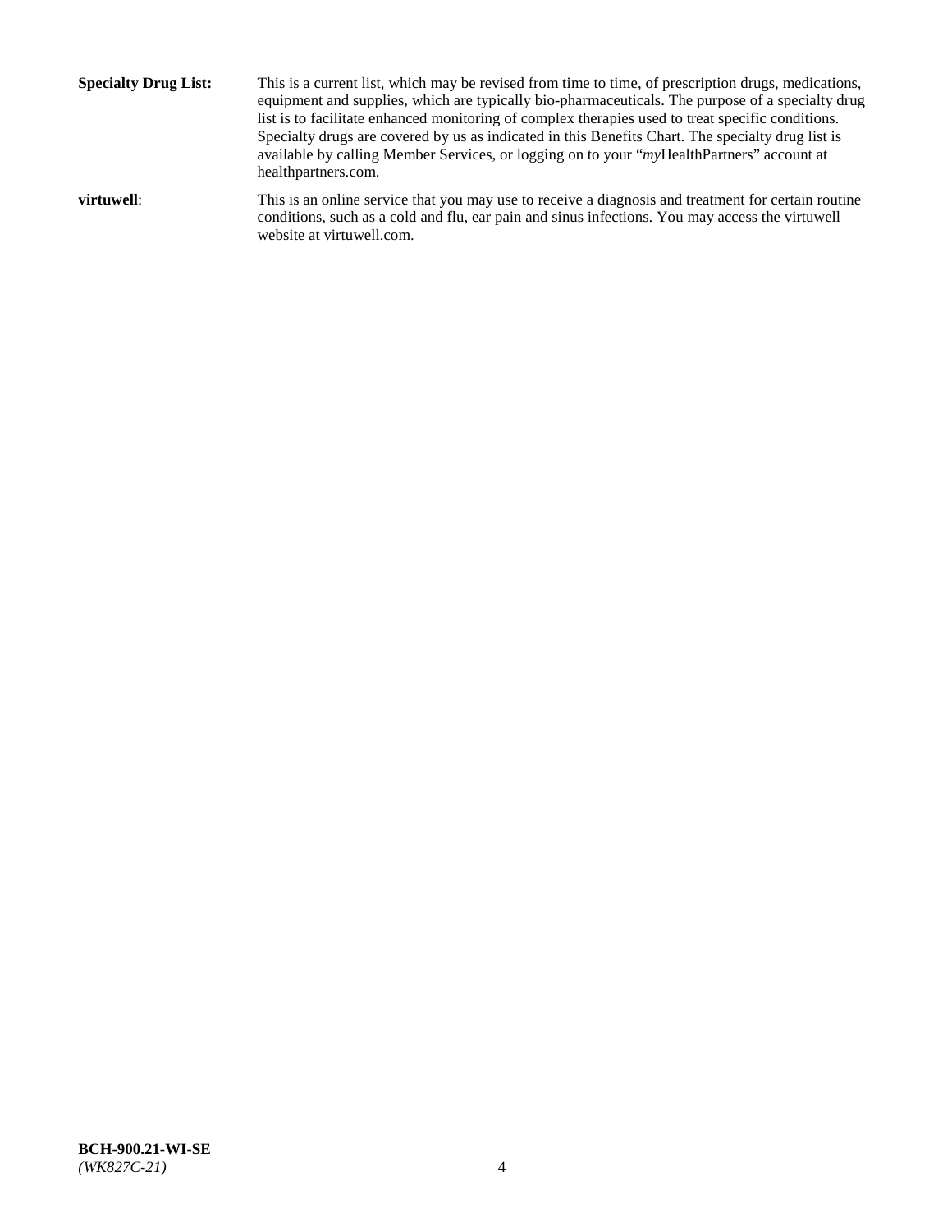**Specialty Drug List:** This is a current list, which may be revised from time to time, of prescription drugs, medications, equipment and supplies, which are typically bio-pharmaceuticals. The purpose of a specialty drug list is to facilitate enhanced monitoring of complex therapies used to treat specific conditions. Specialty drugs are covered by us as indicated in this Benefits Chart. The specialty drug list is available by calling Member Services, or logging on to your "*my*HealthPartners" account at healthpartners.com.

**virtuwell**: This is an online service that you may use to receive a diagnosis and treatment for certain routine conditions, such as a cold and flu, ear pain and sinus infections. You may access the virtuwell website at virtuwell.com.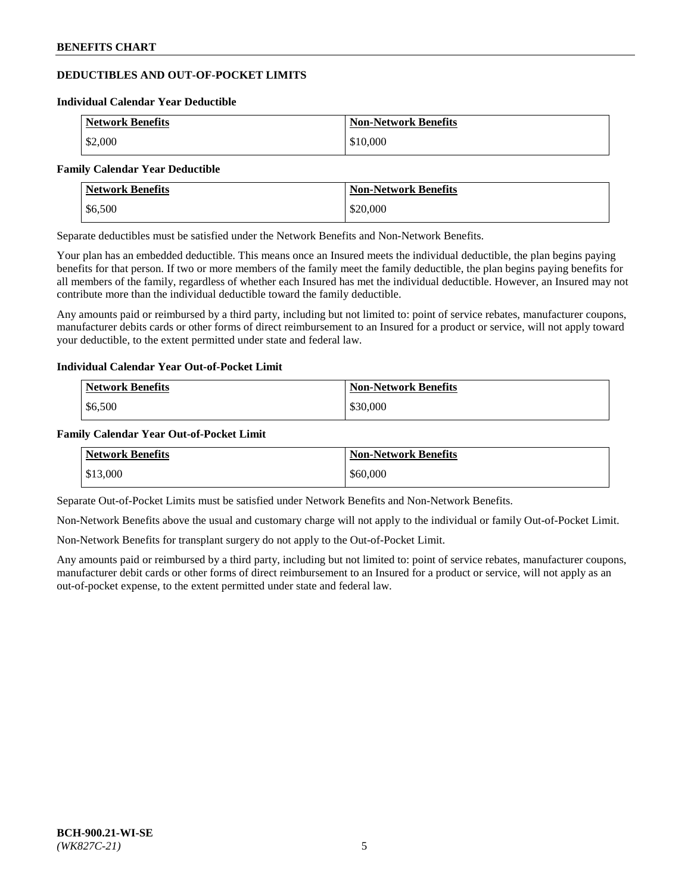## DEDUCTIBLES AND OUT-OF-POCKET LIMITS

### Individual Calendar Year Deductible

| Network Benefits | Non-Network Benefits |
|---|---|
| $2,000 | $10,000 |

### Family Calendar Year Deductible

| Network Benefits | Non-Network Benefits |
|---|---|
| $6,500 | $20,000 |

Separate deductibles must be satisfied under the Network Benefits and Non-Network Benefits.

Your plan has an embedded deductible. This means once an Insured meets the individual deductible, the plan begins paying benefits for that person. If two or more members of the family meet the family deductible, the plan begins paying benefits for all members of the family, regardless of whether each Insured has met the individual deductible. However, an Insured may not contribute more than the individual deductible toward the family deductible.

Any amounts paid or reimbursed by a third party, including but not limited to: point of service rebates, manufacturer coupons, manufacturer debits cards or other forms of direct reimbursement to an Insured for a product or service, will not apply toward your deductible, to the extent permitted under state and federal law.

### Individual Calendar Year Out-of-Pocket Limit

| Network Benefits | Non-Network Benefits |
|---|---|
| $6,500 | $30,000 |

### Family Calendar Year Out-of-Pocket Limit

| Network Benefits | Non-Network Benefits |
|---|---|
| $13,000 | $60,000 |

Separate Out-of-Pocket Limits must be satisfied under Network Benefits and Non-Network Benefits.

Non-Network Benefits above the usual and customary charge will not apply to the individual or family Out-of-Pocket Limit.

Non-Network Benefits for transplant surgery do not apply to the Out-of-Pocket Limit.

Any amounts paid or reimbursed by a third party, including but not limited to: point of service rebates, manufacturer coupons, manufacturer debit cards or other forms of direct reimbursement to an Insured for a product or service, will not apply as an out-of-pocket expense, to the extent permitted under state and federal law.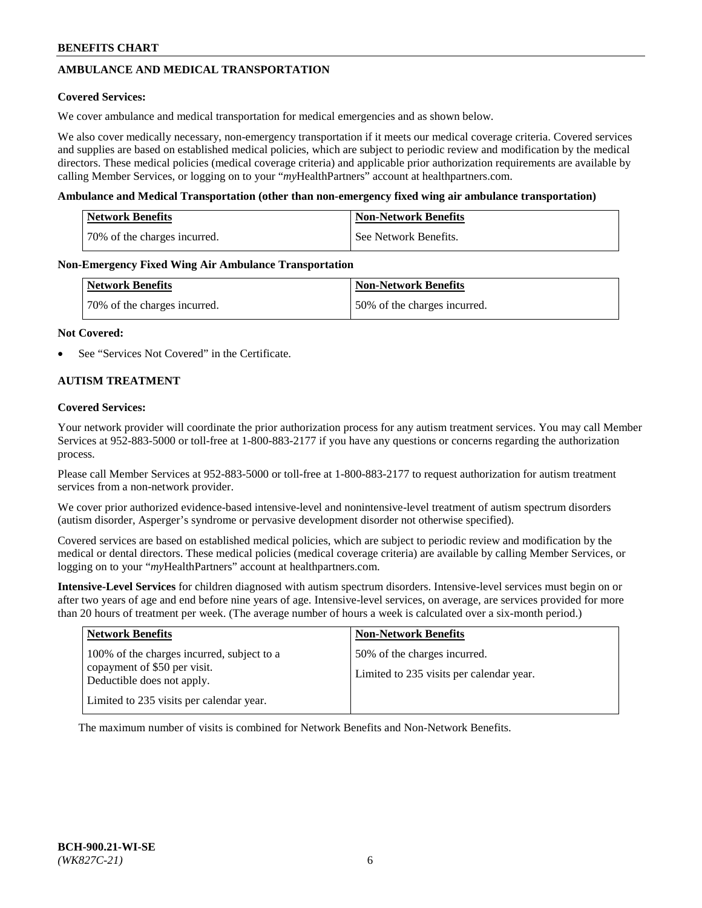## AMBULANCE AND MEDICAL TRANSPORTATION

**Covered Services:**

We cover ambulance and medical transportation for medical emergencies and as shown below.

We also cover medically necessary, non-emergency transportation if it meets our medical coverage criteria. Covered services and supplies are based on established medical policies, which are subject to periodic review and modification by the medical directors. These medical policies (medical coverage criteria) and applicable prior authorization requirements are available by calling Member Services, or logging on to your "*my*HealthPartners" account at healthpartners.com.

**Ambulance and Medical Transportation (other than non-emergency fixed wing air ambulance transportation)**

| Network Benefits | Non-Network Benefits |
|---|---|
| 70% of the charges incurred. | See Network Benefits. |

**Non-Emergency Fixed Wing Air Ambulance Transportation**

| Network Benefits | Non-Network Benefits |
|---|---|
| 70% of the charges incurred. | 50% of the charges incurred. |

**Not Covered:**

- See "Services Not Covered" in the Certificate.

## AUTISM TREATMENT

**Covered Services:**

Your network provider will coordinate the prior authorization process for any autism treatment services. You may call Member Services at 952-883-5000 or toll-free at 1-800-883-2177 if you have any questions or concerns regarding the authorization process.

Please call Member Services at 952-883-5000 or toll-free at 1-800-883-2177 to request authorization for autism treatment services from a non-network provider.

We cover prior authorized evidence-based intensive-level and nonintensive-level treatment of autism spectrum disorders (autism disorder, Asperger's syndrome or pervasive development disorder not otherwise specified).

Covered services are based on established medical policies, which are subject to periodic review and modification by the medical or dental directors. These medical policies (medical coverage criteria) are available by calling Member Services, or logging on to your "*my*HealthPartners" account at healthpartners.com.

**Intensive-Level Services** for children diagnosed with autism spectrum disorders. Intensive-level services must begin on or after two years of age and end before nine years of age. Intensive-level services, on average, are services provided for more than 20 hours of treatment per week. (The average number of hours a week is calculated over a six-month period.)

| Network Benefits | Non-Network Benefits |
|---|---|
| 100% of the charges incurred, subject to a copayment of $50 per visit. Deductible does not apply.<br><br>Limited to 235 visits per calendar year. | 50% of the charges incurred.<br><br>Limited to 235 visits per calendar year. |

The maximum number of visits is combined for Network Benefits and Non-Network Benefits.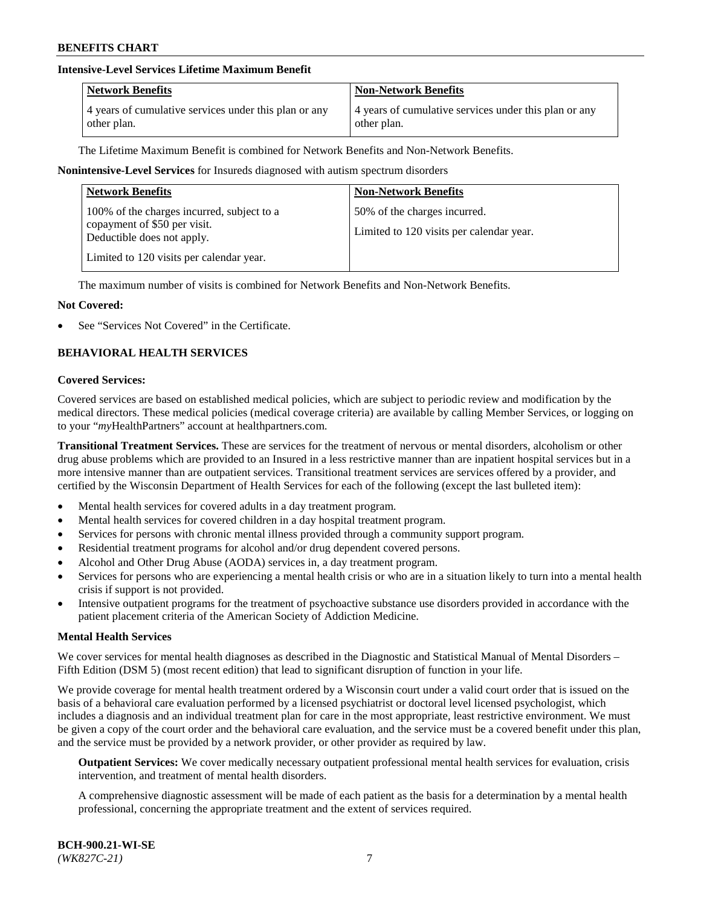**Intensive-Level Services Lifetime Maximum Benefit**

| Network Benefits | Non-Network Benefits |
| --- | --- |
| 4 years of cumulative services under this plan or any other plan. | 4 years of cumulative services under this plan or any other plan. |

The Lifetime Maximum Benefit is combined for Network Benefits and Non-Network Benefits.

**Nonintensive-Level Services** for Insureds diagnosed with autism spectrum disorders

| Network Benefits | Non-Network Benefits |
| --- | --- |
| 100% of the charges incurred, subject to a copayment of $50 per visit. Deductible does not apply.<br><br>Limited to 120 visits per calendar year. | 50% of the charges incurred.<br><br>Limited to 120 visits per calendar year. |

The maximum number of visits is combined for Network Benefits and Non-Network Benefits.

**Not Covered:**

- See "Services Not Covered" in the Certificate.

## BEHAVIORAL HEALTH SERVICES

**Covered Services:**

Covered services are based on established medical policies, which are subject to periodic review and modification by the medical directors. These medical policies (medical coverage criteria) are available by calling Member Services, or logging on to your "*my*HealthPartners" account at healthpartners.com.

**Transitional Treatment Services.** These are services for the treatment of nervous or mental disorders, alcoholism or other drug abuse problems which are provided to an Insured in a less restrictive manner than are inpatient hospital services but in a more intensive manner than are outpatient services. Transitional treatment services are services offered by a provider, and certified by the Wisconsin Department of Health Services for each of the following (except the last bulleted item):

- Mental health services for covered adults in a day treatment program.
- Mental health services for covered children in a day hospital treatment program.
- Services for persons with chronic mental illness provided through a community support program.
- Residential treatment programs for alcohol and/or drug dependent covered persons.
- Alcohol and Other Drug Abuse (AODA) services in, a day treatment program.
- Services for persons who are experiencing a mental health crisis or who are in a situation likely to turn into a mental health crisis if support is not provided.
- Intensive outpatient programs for the treatment of psychoactive substance use disorders provided in accordance with the patient placement criteria of the American Society of Addiction Medicine.

**Mental Health Services**

We cover services for mental health diagnoses as described in the Diagnostic and Statistical Manual of Mental Disorders – Fifth Edition (DSM 5) (most recent edition) that lead to significant disruption of function in your life.

We provide coverage for mental health treatment ordered by a Wisconsin court under a valid court order that is issued on the basis of a behavioral care evaluation performed by a licensed psychiatrist or doctoral level licensed psychologist, which includes a diagnosis and an individual treatment plan for care in the most appropriate, least restrictive environment. We must be given a copy of the court order and the behavioral care evaluation, and the service must be a covered benefit under this plan, and the service must be provided by a network provider, or other provider as required by law.

**Outpatient Services:** We cover medically necessary outpatient professional mental health services for evaluation, crisis intervention, and treatment of mental health disorders.

A comprehensive diagnostic assessment will be made of each patient as the basis for a determination by a mental health professional, concerning the appropriate treatment and the extent of services required.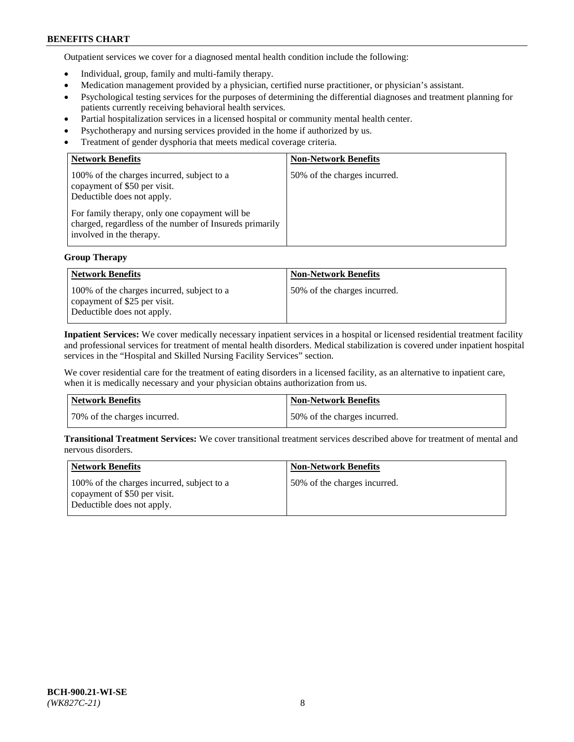Outpatient services we cover for a diagnosed mental health condition include the following:

- Individual, group, family and multi-family therapy.
- Medication management provided by a physician, certified nurse practitioner, or physician's assistant.
- Psychological testing services for the purposes of determining the differential diagnoses and treatment planning for patients currently receiving behavioral health services.
- Partial hospitalization services in a licensed hospital or community mental health center.
- Psychotherapy and nursing services provided in the home if authorized by us.
- Treatment of gender dysphoria that meets medical coverage criteria.

| Network Benefits | Non-Network Benefits |
|---|---|
| 100% of the charges incurred, subject to a copayment of $50 per visit. Deductible does not apply.<br><br>For family therapy, only one copayment will be charged, regardless of the number of Insureds primarily involved in the therapy. | 50% of the charges incurred. |

**Group Therapy**

| Network Benefits | Non-Network Benefits |
|---|---|
| 100% of the charges incurred, subject to a copayment of $25 per visit. Deductible does not apply. | 50% of the charges incurred. |

**Inpatient Services:** We cover medically necessary inpatient services in a hospital or licensed residential treatment facility and professional services for treatment of mental health disorders. Medical stabilization is covered under inpatient hospital services in the "Hospital and Skilled Nursing Facility Services" section.

We cover residential care for the treatment of eating disorders in a licensed facility, as an alternative to inpatient care, when it is medically necessary and your physician obtains authorization from us.

| Network Benefits | Non-Network Benefits |
|---|---|
| 70% of the charges incurred. | 50% of the charges incurred. |

**Transitional Treatment Services:** We cover transitional treatment services described above for treatment of mental and nervous disorders.

| Network Benefits | Non-Network Benefits |
|---|---|
| 100% of the charges incurred, subject to a copayment of $50 per visit. Deductible does not apply. | 50% of the charges incurred. |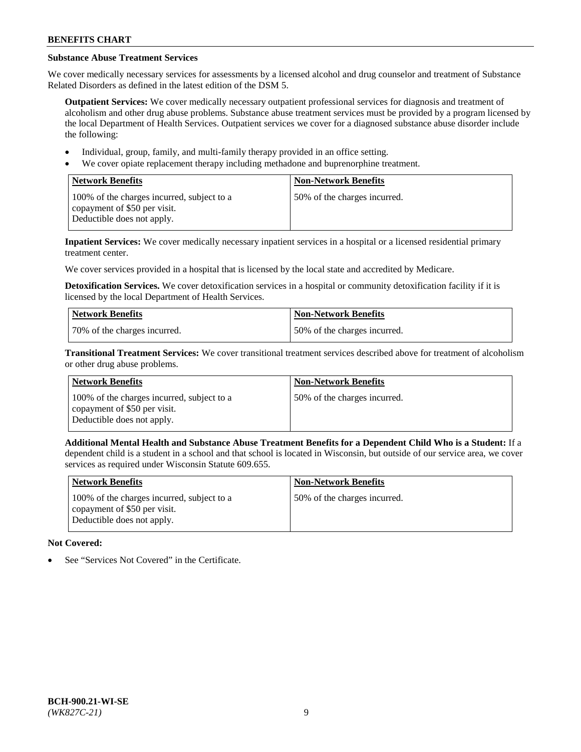**Substance Abuse Treatment Services**

We cover medically necessary services for assessments by a licensed alcohol and drug counselor and treatment of Substance Related Disorders as defined in the latest edition of the DSM 5.

**Outpatient Services:** We cover medically necessary outpatient professional services for diagnosis and treatment of alcoholism and other drug abuse problems. Substance abuse treatment services must be provided by a program licensed by the local Department of Health Services. Outpatient services we cover for a diagnosed substance abuse disorder include the following:

- Individual, group, family, and multi-family therapy provided in an office setting.
- We cover opiate replacement therapy including methadone and buprenorphine treatment.

| Network Benefits | Non-Network Benefits |
| --- | --- |
| 100% of the charges incurred, subject to a copayment of $50 per visit. Deductible does not apply. | 50% of the charges incurred. |

**Inpatient Services:** We cover medically necessary inpatient services in a hospital or a licensed residential primary treatment center.

We cover services provided in a hospital that is licensed by the local state and accredited by Medicare.

**Detoxification Services.** We cover detoxification services in a hospital or community detoxification facility if it is licensed by the local Department of Health Services.

| Network Benefits | Non-Network Benefits |
| --- | --- |
| 70% of the charges incurred. | 50% of the charges incurred. |

**Transitional Treatment Services:** We cover transitional treatment services described above for treatment of alcoholism or other drug abuse problems.

| Network Benefits | Non-Network Benefits |
| --- | --- |
| 100% of the charges incurred, subject to a copayment of $50 per visit. Deductible does not apply. | 50% of the charges incurred. |

**Additional Mental Health and Substance Abuse Treatment Benefits for a Dependent Child Who is a Student:** If a dependent child is a student in a school and that school is located in Wisconsin, but outside of our service area, we cover services as required under Wisconsin Statute 609.655.

| Network Benefits | Non-Network Benefits |
| --- | --- |
| 100% of the charges incurred, subject to a copayment of $50 per visit. Deductible does not apply. | 50% of the charges incurred. |

**Not Covered:**

- See "Services Not Covered" in the Certificate.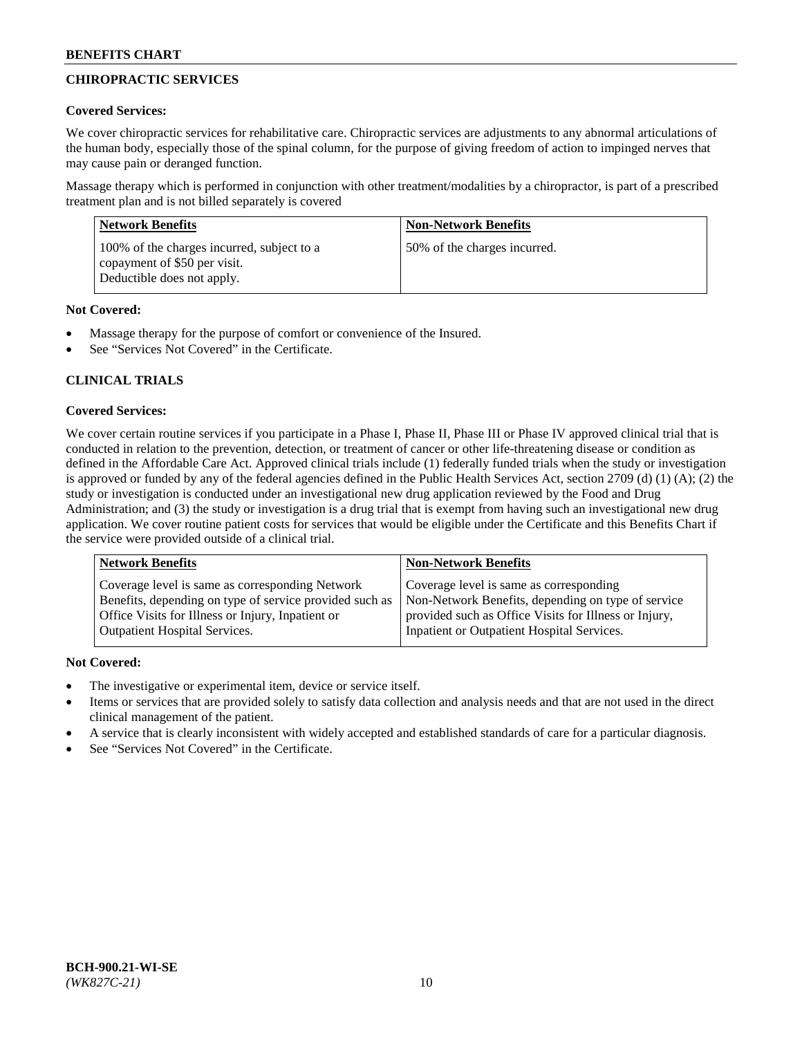## CHIROPRACTIC SERVICES

**Covered Services:**

We cover chiropractic services for rehabilitative care. Chiropractic services are adjustments to any abnormal articulations of the human body, especially those of the spinal column, for the purpose of giving freedom of action to impinged nerves that may cause pain or deranged function.

Massage therapy which is performed in conjunction with other treatment/modalities by a chiropractor, is part of a prescribed treatment plan and is not billed separately is covered

| Network Benefits | Non-Network Benefits |
| --- | --- |
| 100% of the charges incurred, subject to a copayment of $50 per visit. Deductible does not apply. | 50% of the charges incurred. |

**Not Covered:**

- Massage therapy for the purpose of comfort or convenience of the Insured.
- See "Services Not Covered" in the Certificate.

## CLINICAL TRIALS

**Covered Services:**

We cover certain routine services if you participate in a Phase I, Phase II, Phase III or Phase IV approved clinical trial that is conducted in relation to the prevention, detection, or treatment of cancer or other life-threatening disease or condition as defined in the Affordable Care Act. Approved clinical trials include (1) federally funded trials when the study or investigation is approved or funded by any of the federal agencies defined in the Public Health Services Act, section 2709 (d) (1) (A); (2) the study or investigation is conducted under an investigational new drug application reviewed by the Food and Drug Administration; and (3) the study or investigation is a drug trial that is exempt from having such an investigational new drug application. We cover routine patient costs for services that would be eligible under the Certificate and this Benefits Chart if the service were provided outside of a clinical trial.

| Network Benefits | Non-Network Benefits |
| --- | --- |
| Coverage level is same as corresponding Network Benefits, depending on type of service provided such as Office Visits for Illness or Injury, Inpatient or Outpatient Hospital Services. | Coverage level is same as corresponding Non-Network Benefits, depending on type of service provided such as Office Visits for Illness or Injury, Inpatient or Outpatient Hospital Services. |

**Not Covered:**

- The investigative or experimental item, device or service itself.
- Items or services that are provided solely to satisfy data collection and analysis needs and that are not used in the direct clinical management of the patient.
- A service that is clearly inconsistent with widely accepted and established standards of care for a particular diagnosis.
- See "Services Not Covered" in the Certificate.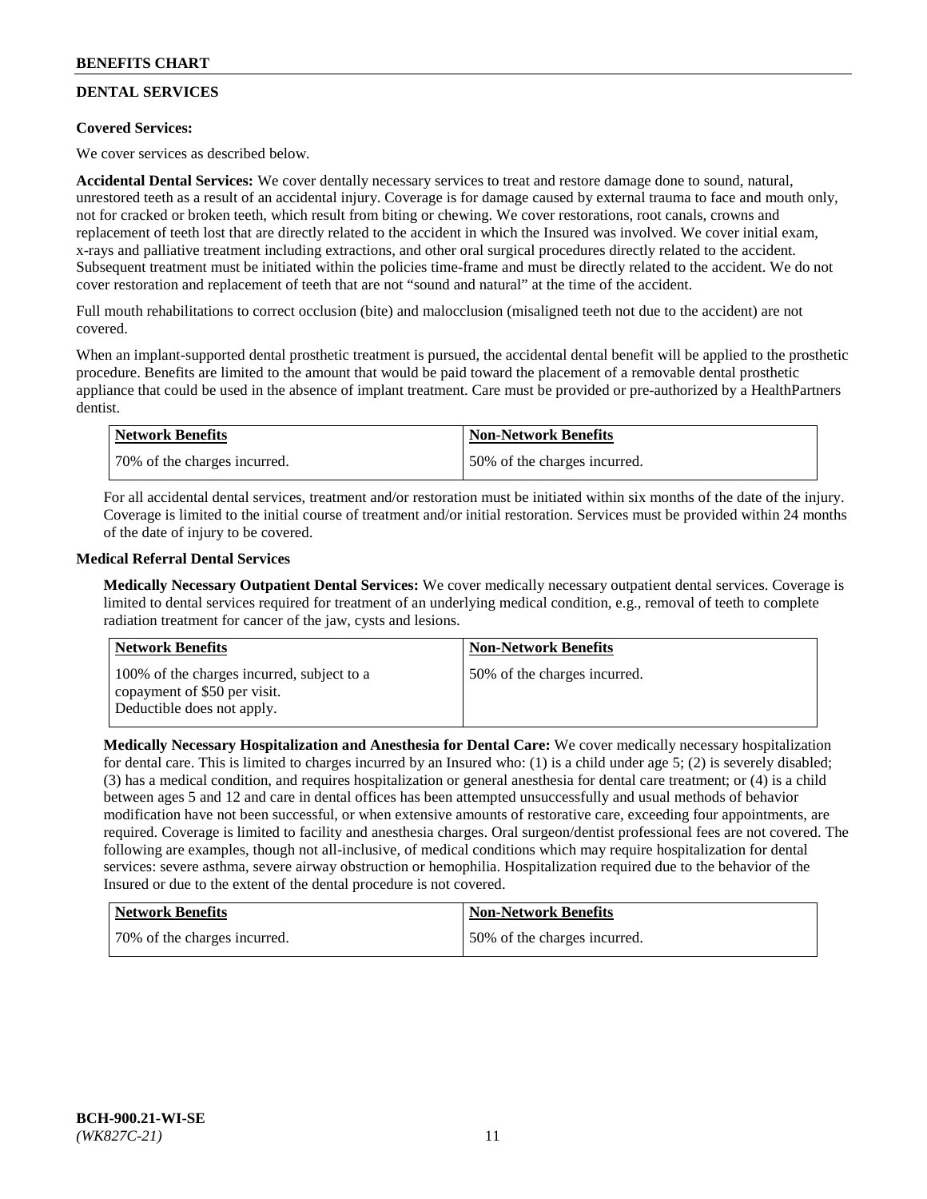## DENTAL SERVICES

**Covered Services:**

We cover services as described below.

**Accidental Dental Services:** We cover dentally necessary services to treat and restore damage done to sound, natural, unrestored teeth as a result of an accidental injury. Coverage is for damage caused by external trauma to face and mouth only, not for cracked or broken teeth, which result from biting or chewing. We cover restorations, root canals, crowns and replacement of teeth lost that are directly related to the accident in which the Insured was involved. We cover initial exam, x-rays and palliative treatment including extractions, and other oral surgical procedures directly related to the accident. Subsequent treatment must be initiated within the policies time-frame and must be directly related to the accident. We do not cover restoration and replacement of teeth that are not "sound and natural" at the time of the accident.

Full mouth rehabilitations to correct occlusion (bite) and malocclusion (misaligned teeth not due to the accident) are not covered.

When an implant-supported dental prosthetic treatment is pursued, the accidental dental benefit will be applied to the prosthetic procedure. Benefits are limited to the amount that would be paid toward the placement of a removable dental prosthetic appliance that could be used in the absence of implant treatment. Care must be provided or pre-authorized by a HealthPartners dentist.

| Network Benefits | Non-Network Benefits |
| --- | --- |
| 70% of the charges incurred. | 50% of the charges incurred. |

For all accidental dental services, treatment and/or restoration must be initiated within six months of the date of the injury. Coverage is limited to the initial course of treatment and/or initial restoration. Services must be provided within 24 months of the date of injury to be covered.

**Medical Referral Dental Services**

**Medically Necessary Outpatient Dental Services:** We cover medically necessary outpatient dental services. Coverage is limited to dental services required for treatment of an underlying medical condition, e.g., removal of teeth to complete radiation treatment for cancer of the jaw, cysts and lesions.

| Network Benefits | Non-Network Benefits |
| --- | --- |
| 100% of the charges incurred, subject to a copayment of $50 per visit. Deductible does not apply. | 50% of the charges incurred. |

**Medically Necessary Hospitalization and Anesthesia for Dental Care:** We cover medically necessary hospitalization for dental care. This is limited to charges incurred by an Insured who: (1) is a child under age 5; (2) is severely disabled; (3) has a medical condition, and requires hospitalization or general anesthesia for dental care treatment; or (4) is a child between ages 5 and 12 and care in dental offices has been attempted unsuccessfully and usual methods of behavior modification have not been successful, or when extensive amounts of restorative care, exceeding four appointments, are required. Coverage is limited to facility and anesthesia charges. Oral surgeon/dentist professional fees are not covered. The following are examples, though not all-inclusive, of medical conditions which may require hospitalization for dental services: severe asthma, severe airway obstruction or hemophilia. Hospitalization required due to the behavior of the Insured or due to the extent of the dental procedure is not covered.

| Network Benefits | Non-Network Benefits |
| --- | --- |
| 70% of the charges incurred. | 50% of the charges incurred. |

BCH-900.21-WI-SE
*(WK827C-21)*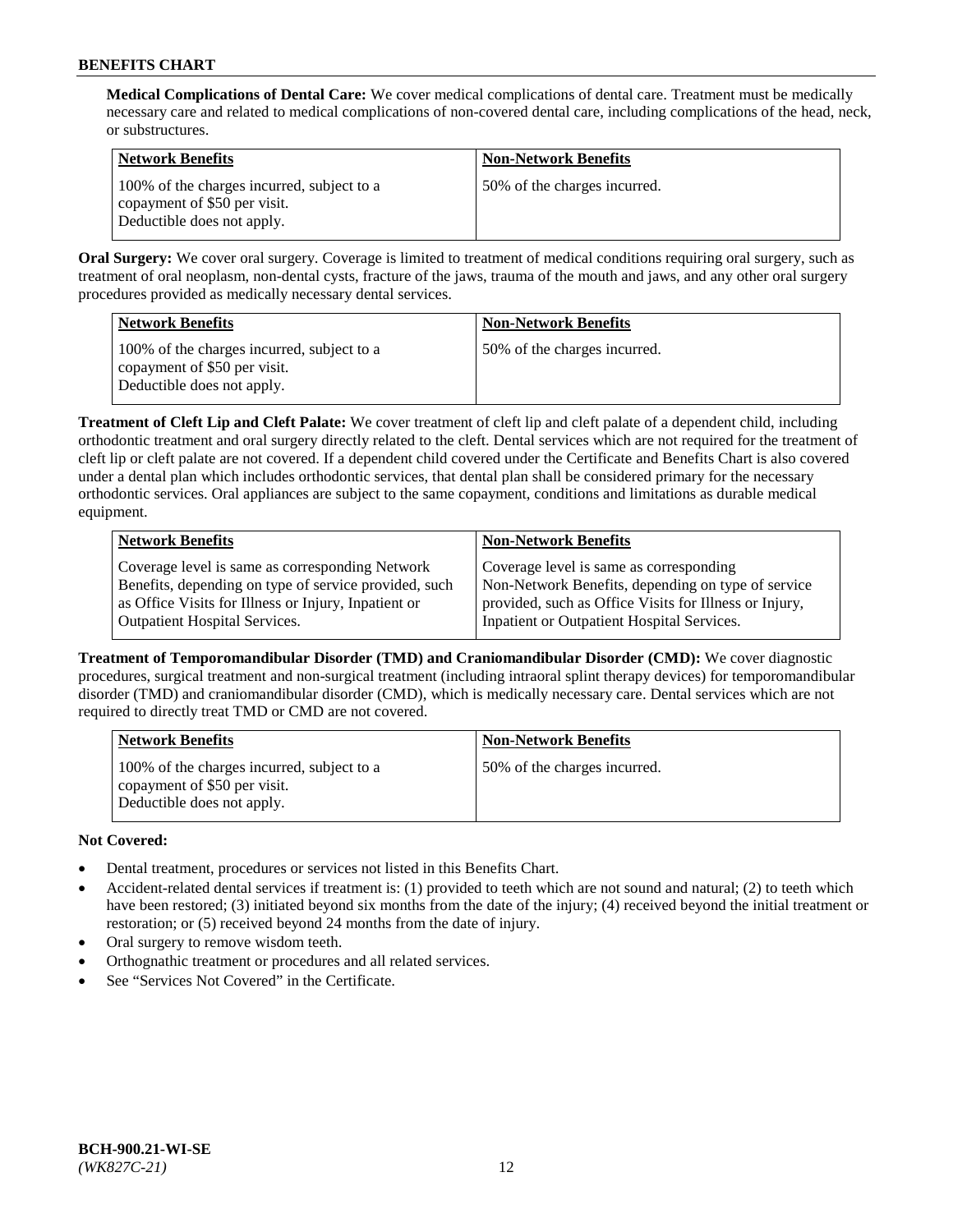**Medical Complications of Dental Care:** We cover medical complications of dental care. Treatment must be medically necessary care and related to medical complications of non-covered dental care, including complications of the head, neck, or substructures.

| Network Benefits | Non-Network Benefits |
|---|---|
| 100% of the charges incurred, subject to a copayment of $50 per visit. Deductible does not apply. | 50% of the charges incurred. |

**Oral Surgery:** We cover oral surgery. Coverage is limited to treatment of medical conditions requiring oral surgery, such as treatment of oral neoplasm, non-dental cysts, fracture of the jaws, trauma of the mouth and jaws, and any other oral surgery procedures provided as medically necessary dental services.

| Network Benefits | Non-Network Benefits |
|---|---|
| 100% of the charges incurred, subject to a copayment of $50 per visit. Deductible does not apply. | 50% of the charges incurred. |

**Treatment of Cleft Lip and Cleft Palate:** We cover treatment of cleft lip and cleft palate of a dependent child, including orthodontic treatment and oral surgery directly related to the cleft. Dental services which are not required for the treatment of cleft lip or cleft palate are not covered. If a dependent child covered under the Certificate and Benefits Chart is also covered under a dental plan which includes orthodontic services, that dental plan shall be considered primary for the necessary orthodontic services. Oral appliances are subject to the same copayment, conditions and limitations as durable medical equipment.

| Network Benefits | Non-Network Benefits |
|---|---|
| Coverage level is same as corresponding Network Benefits, depending on type of service provided, such as Office Visits for Illness or Injury, Inpatient or Outpatient Hospital Services. | Coverage level is same as corresponding Non-Network Benefits, depending on type of service provided, such as Office Visits for Illness or Injury, Inpatient or Outpatient Hospital Services. |

**Treatment of Temporomandibular Disorder (TMD) and Craniomandibular Disorder (CMD):** We cover diagnostic procedures, surgical treatment and non-surgical treatment (including intraoral splint therapy devices) for temporomandibular disorder (TMD) and craniomandibular disorder (CMD), which is medically necessary care. Dental services which are not required to directly treat TMD or CMD are not covered.

| Network Benefits | Non-Network Benefits |
|---|---|
| 100% of the charges incurred, subject to a copayment of $50 per visit. Deductible does not apply. | 50% of the charges incurred. |

**Not Covered:**

- Dental treatment, procedures or services not listed in this Benefits Chart.
- Accident-related dental services if treatment is: (1) provided to teeth which are not sound and natural; (2) to teeth which have been restored; (3) initiated beyond six months from the date of the injury; (4) received beyond the initial treatment or restoration; or (5) received beyond 24 months from the date of injury.
- Oral surgery to remove wisdom teeth.
- Orthognathic treatment or procedures and all related services.
- See "Services Not Covered" in the Certificate.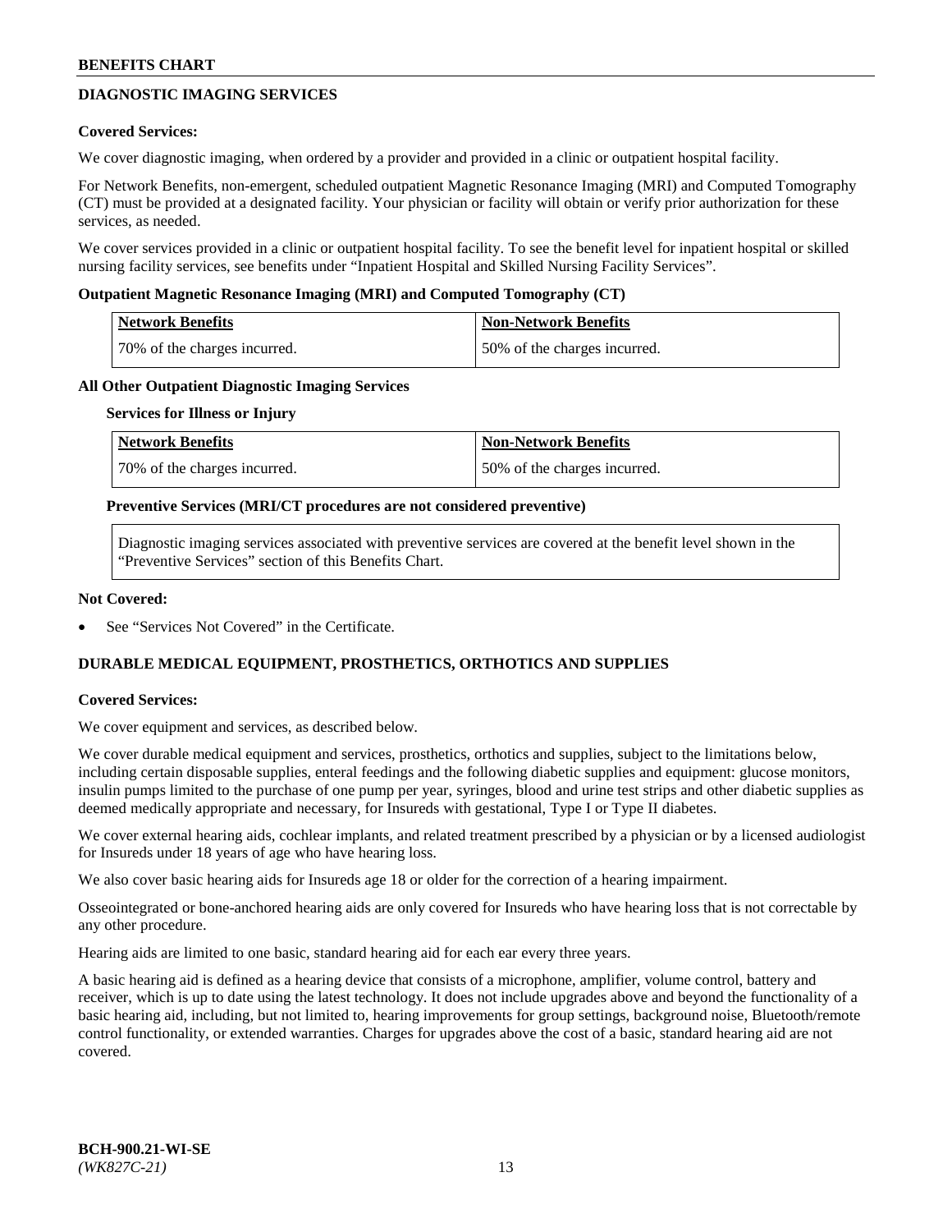## DIAGNOSTIC IMAGING SERVICES

**Covered Services:**

We cover diagnostic imaging, when ordered by a provider and provided in a clinic or outpatient hospital facility.

For Network Benefits, non-emergent, scheduled outpatient Magnetic Resonance Imaging (MRI) and Computed Tomography (CT) must be provided at a designated facility. Your physician or facility will obtain or verify prior authorization for these services, as needed.

We cover services provided in a clinic or outpatient hospital facility. To see the benefit level for inpatient hospital or skilled nursing facility services, see benefits under "Inpatient Hospital and Skilled Nursing Facility Services".

**Outpatient Magnetic Resonance Imaging (MRI) and Computed Tomography (CT)**

| Network Benefits | Non-Network Benefits |
|---|---|
| 70% of the charges incurred. | 50% of the charges incurred. |

**All Other Outpatient Diagnostic Imaging Services**

**Services for Illness or Injury**

| Network Benefits | Non-Network Benefits |
|---|---|
| 70% of the charges incurred. | 50% of the charges incurred. |

**Preventive Services (MRI/CT procedures are not considered preventive)**

Diagnostic imaging services associated with preventive services are covered at the benefit level shown in the "Preventive Services" section of this Benefits Chart.

**Not Covered:**

- See "Services Not Covered" in the Certificate.

## DURABLE MEDICAL EQUIPMENT, PROSTHETICS, ORTHOTICS AND SUPPLIES

**Covered Services:**

We cover equipment and services, as described below.

We cover durable medical equipment and services, prosthetics, orthotics and supplies, subject to the limitations below, including certain disposable supplies, enteral feedings and the following diabetic supplies and equipment: glucose monitors, insulin pumps limited to the purchase of one pump per year, syringes, blood and urine test strips and other diabetic supplies as deemed medically appropriate and necessary, for Insureds with gestational, Type I or Type II diabetes.

We cover external hearing aids, cochlear implants, and related treatment prescribed by a physician or by a licensed audiologist for Insureds under 18 years of age who have hearing loss.

We also cover basic hearing aids for Insureds age 18 or older for the correction of a hearing impairment.

Osseointegrated or bone-anchored hearing aids are only covered for Insureds who have hearing loss that is not correctable by any other procedure.

Hearing aids are limited to one basic, standard hearing aid for each ear every three years.

A basic hearing aid is defined as a hearing device that consists of a microphone, amplifier, volume control, battery and receiver, which is up to date using the latest technology. It does not include upgrades above and beyond the functionality of a basic hearing aid, including, but not limited to, hearing improvements for group settings, background noise, Bluetooth/remote control functionality, or extended warranties. Charges for upgrades above the cost of a basic, standard hearing aid are not covered.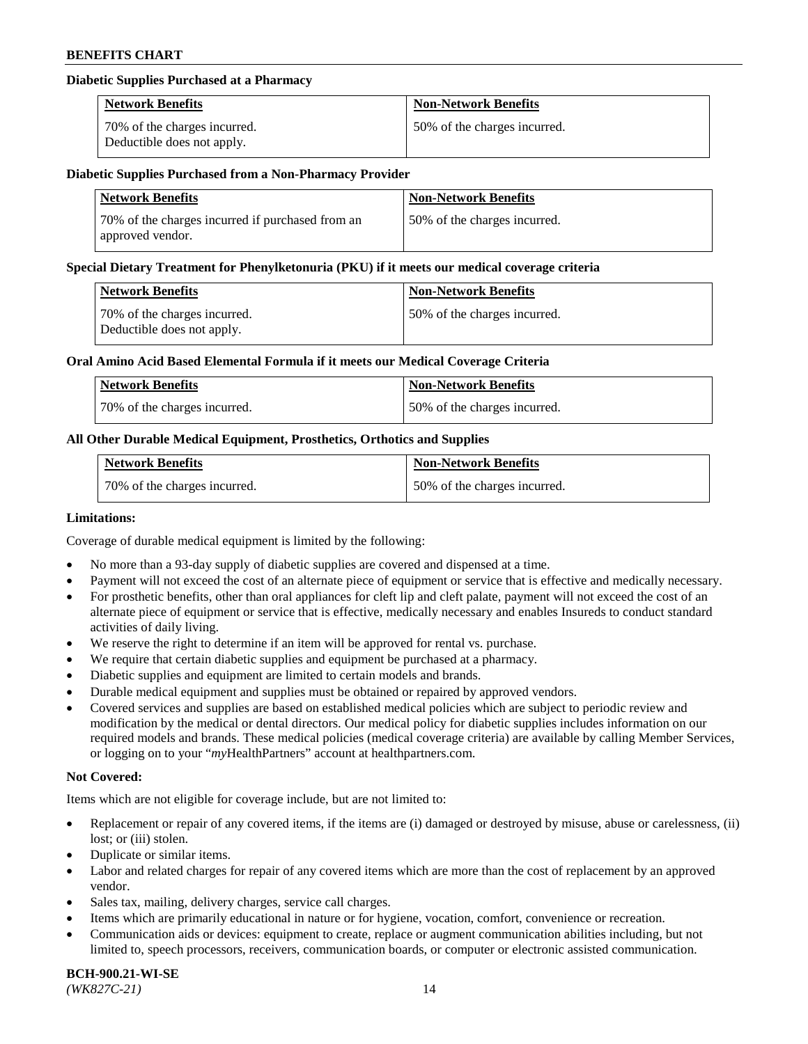**Diabetic Supplies Purchased at a Pharmacy**

| Network Benefits | Non-Network Benefits |
| --- | --- |
| 70% of the charges incurred. Deductible does not apply. | 50% of the charges incurred. |

**Diabetic Supplies Purchased from a Non-Pharmacy Provider**

| Network Benefits | Non-Network Benefits |
| --- | --- |
| 70% of the charges incurred if purchased from an approved vendor. | 50% of the charges incurred. |

**Special Dietary Treatment for Phenylketonuria (PKU) if it meets our medical coverage criteria**

| Network Benefits | Non-Network Benefits |
| --- | --- |
| 70% of the charges incurred. Deductible does not apply. | 50% of the charges incurred. |

**Oral Amino Acid Based Elemental Formula if it meets our Medical Coverage Criteria**

| Network Benefits | Non-Network Benefits |
| --- | --- |
| 70% of the charges incurred. | 50% of the charges incurred. |

**All Other Durable Medical Equipment, Prosthetics, Orthotics and Supplies**

| Network Benefits | Non-Network Benefits |
| --- | --- |
| 70% of the charges incurred. | 50% of the charges incurred. |

**Limitations:**

Coverage of durable medical equipment is limited by the following:

- No more than a 93-day supply of diabetic supplies are covered and dispensed at a time.
- Payment will not exceed the cost of an alternate piece of equipment or service that is effective and medically necessary.
- For prosthetic benefits, other than oral appliances for cleft lip and cleft palate, payment will not exceed the cost of an alternate piece of equipment or service that is effective, medically necessary and enables Insureds to conduct standard activities of daily living.
- We reserve the right to determine if an item will be approved for rental vs. purchase.
- We require that certain diabetic supplies and equipment be purchased at a pharmacy.
- Diabetic supplies and equipment are limited to certain models and brands.
- Durable medical equipment and supplies must be obtained or repaired by approved vendors.
- Covered services and supplies are based on established medical policies which are subject to periodic review and modification by the medical or dental directors. Our medical policy for diabetic supplies includes information on our required models and brands. These medical policies (medical coverage criteria) are available by calling Member Services, or logging on to your "*my*HealthPartners" account at healthpartners.com.

**Not Covered:**

Items which are not eligible for coverage include, but are not limited to:

- Replacement or repair of any covered items, if the items are (i) damaged or destroyed by misuse, abuse or carelessness, (ii) lost; or (iii) stolen.
- Duplicate or similar items.
- Labor and related charges for repair of any covered items which are more than the cost of replacement by an approved vendor.
- Sales tax, mailing, delivery charges, service call charges.
- Items which are primarily educational in nature or for hygiene, vocation, comfort, convenience or recreation.
- Communication aids or devices: equipment to create, replace or augment communication abilities including, but not limited to, speech processors, receivers, communication boards, or computer or electronic assisted communication.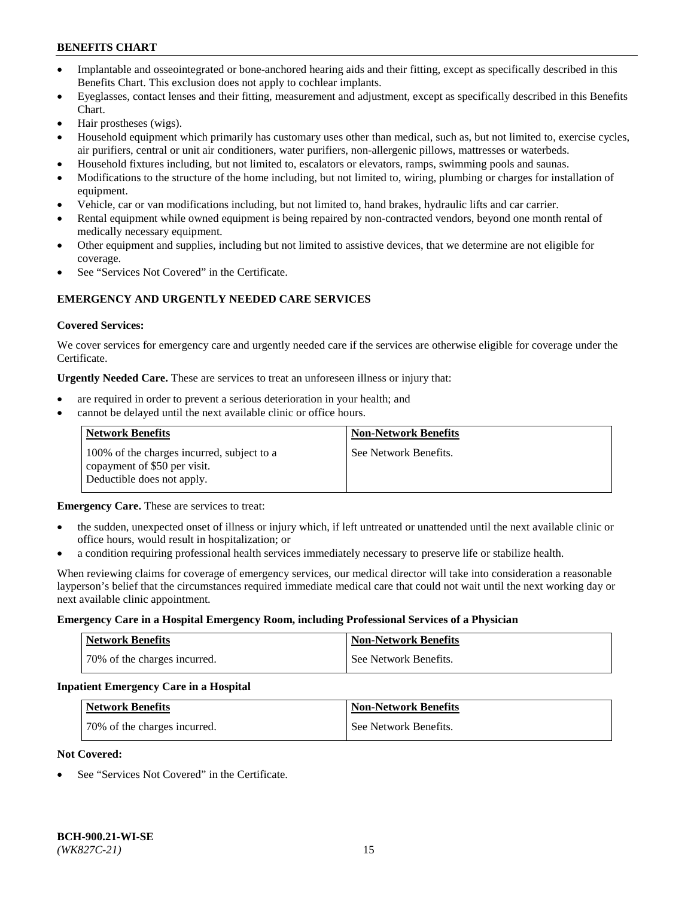- Implantable and osseointegrated or bone-anchored hearing aids and their fitting, except as specifically described in this Benefits Chart. This exclusion does not apply to cochlear implants.
- Eyeglasses, contact lenses and their fitting, measurement and adjustment, except as specifically described in this Benefits Chart.
- Hair prostheses (wigs).
- Household equipment which primarily has customary uses other than medical, such as, but not limited to, exercise cycles, air purifiers, central or unit air conditioners, water purifiers, non-allergenic pillows, mattresses or waterbeds.
- Household fixtures including, but not limited to, escalators or elevators, ramps, swimming pools and saunas.
- Modifications to the structure of the home including, but not limited to, wiring, plumbing or charges for installation of equipment.
- Vehicle, car or van modifications including, but not limited to, hand brakes, hydraulic lifts and car carrier.
- Rental equipment while owned equipment is being repaired by non-contracted vendors, beyond one month rental of medically necessary equipment.
- Other equipment and supplies, including but not limited to assistive devices, that we determine are not eligible for coverage.
- See "Services Not Covered" in the Certificate.

## EMERGENCY AND URGENTLY NEEDED CARE SERVICES

**Covered Services:**

We cover services for emergency care and urgently needed care if the services are otherwise eligible for coverage under the Certificate.

**Urgently Needed Care.** These are services to treat an unforeseen illness or injury that:

- are required in order to prevent a serious deterioration in your health; and
- cannot be delayed until the next available clinic or office hours.

| Network Benefits | Non-Network Benefits |
|---|---|
| 100% of the charges incurred, subject to a copayment of $50 per visit. Deductible does not apply. | See Network Benefits. |

**Emergency Care.** These are services to treat:

- the sudden, unexpected onset of illness or injury which, if left untreated or unattended until the next available clinic or office hours, would result in hospitalization; or
- a condition requiring professional health services immediately necessary to preserve life or stabilize health.

When reviewing claims for coverage of emergency services, our medical director will take into consideration a reasonable layperson's belief that the circumstances required immediate medical care that could not wait until the next working day or next available clinic appointment.

**Emergency Care in a Hospital Emergency Room, including Professional Services of a Physician**

| Network Benefits | Non-Network Benefits |
|---|---|
| 70% of the charges incurred. | See Network Benefits. |

**Inpatient Emergency Care in a Hospital**

| Network Benefits | Non-Network Benefits |
|---|---|
| 70% of the charges incurred. | See Network Benefits. |

**Not Covered:**

- See "Services Not Covered" in the Certificate.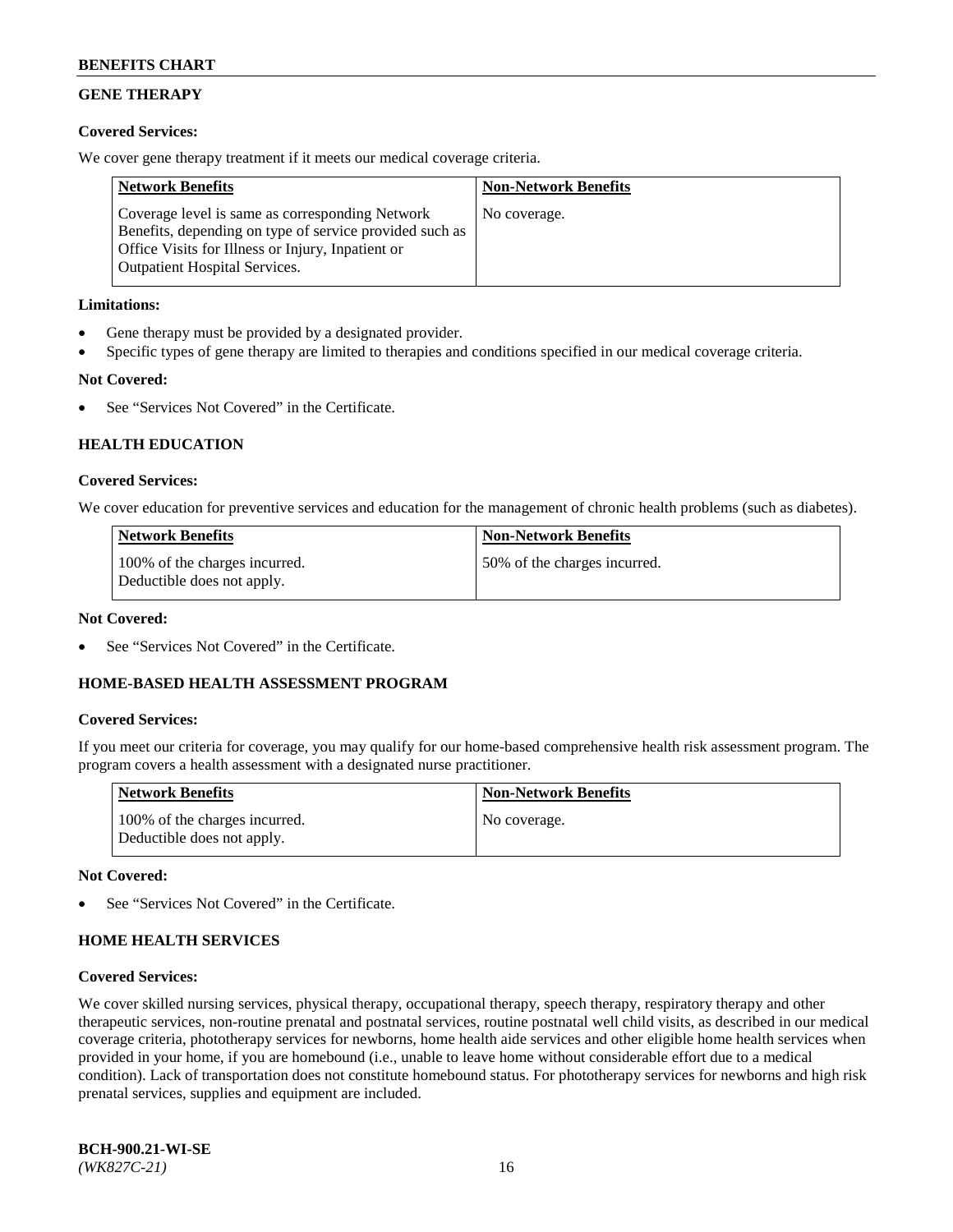## GENE THERAPY

**Covered Services:**

We cover gene therapy treatment if it meets our medical coverage criteria.

| Network Benefits | Non-Network Benefits |
|---|---|
| Coverage level is same as corresponding Network Benefits, depending on type of service provided such as Office Visits for Illness or Injury, Inpatient or Outpatient Hospital Services. | No coverage. |

**Limitations:**

- Gene therapy must be provided by a designated provider.
- Specific types of gene therapy are limited to therapies and conditions specified in our medical coverage criteria.

**Not Covered:**

- See "Services Not Covered" in the Certificate.

## HEALTH EDUCATION

**Covered Services:**

We cover education for preventive services and education for the management of chronic health problems (such as diabetes).

| Network Benefits | Non-Network Benefits |
|---|---|
| 100% of the charges incurred. Deductible does not apply. | 50% of the charges incurred. |

**Not Covered:**

- See "Services Not Covered" in the Certificate.

## HOME-BASED HEALTH ASSESSMENT PROGRAM

**Covered Services:**

If you meet our criteria for coverage, you may qualify for our home-based comprehensive health risk assessment program. The program covers a health assessment with a designated nurse practitioner.

| Network Benefits | Non-Network Benefits |
|---|---|
| 100% of the charges incurred. Deductible does not apply. | No coverage. |

**Not Covered:**

- See "Services Not Covered" in the Certificate.

## HOME HEALTH SERVICES

**Covered Services:**

We cover skilled nursing services, physical therapy, occupational therapy, speech therapy, respiratory therapy and other therapeutic services, non-routine prenatal and postnatal services, routine postnatal well child visits, as described in our medical coverage criteria, phototherapy services for newborns, home health aide services and other eligible home health services when provided in your home, if you are homebound (i.e., unable to leave home without considerable effort due to a medical condition). Lack of transportation does not constitute homebound status. For phototherapy services for newborns and high risk prenatal services, supplies and equipment are included.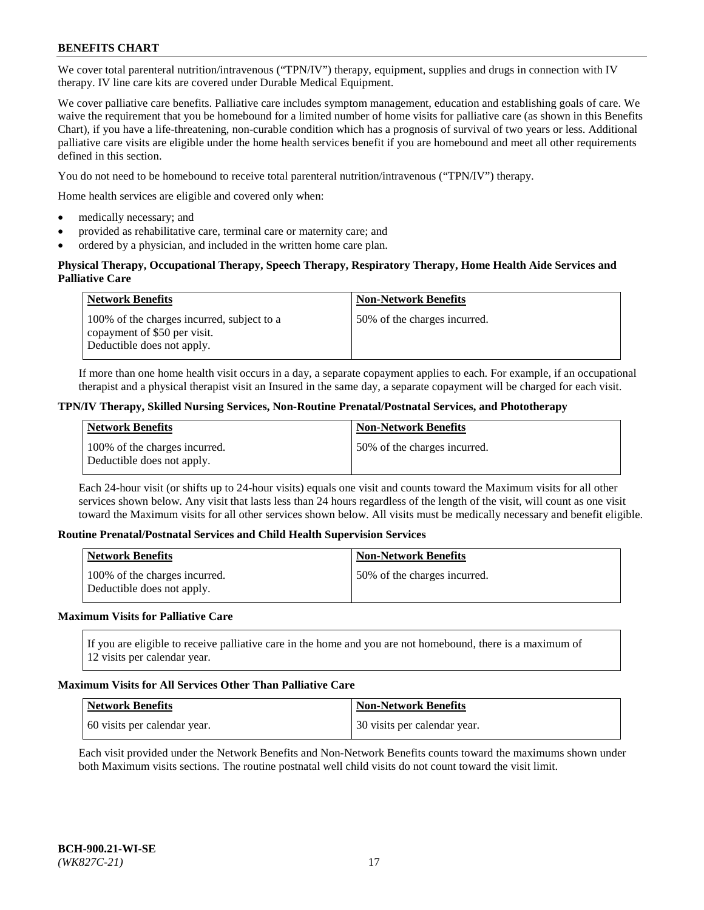We cover total parenteral nutrition/intravenous ("TPN/IV") therapy, equipment, supplies and drugs in connection with IV therapy. IV line care kits are covered under Durable Medical Equipment.

We cover palliative care benefits. Palliative care includes symptom management, education and establishing goals of care. We waive the requirement that you be homebound for a limited number of home visits for palliative care (as shown in this Benefits Chart), if you have a life-threatening, non-curable condition which has a prognosis of survival of two years or less. Additional palliative care visits are eligible under the home health services benefit if you are homebound and meet all other requirements defined in this section.

You do not need to be homebound to receive total parenteral nutrition/intravenous ("TPN/IV") therapy.

Home health services are eligible and covered only when:

- medically necessary; and
- provided as rehabilitative care, terminal care or maternity care; and
- ordered by a physician, and included in the written home care plan.

**Physical Therapy, Occupational Therapy, Speech Therapy, Respiratory Therapy, Home Health Aide Services and Palliative Care**

| Network Benefits | Non-Network Benefits |
|---|---|
| 100% of the charges incurred, subject to a copayment of $50 per visit. Deductible does not apply. | 50% of the charges incurred. |

If more than one home health visit occurs in a day, a separate copayment applies to each. For example, if an occupational therapist and a physical therapist visit an Insured in the same day, a separate copayment will be charged for each visit.

**TPN/IV Therapy, Skilled Nursing Services, Non-Routine Prenatal/Postnatal Services, and Phototherapy**

| Network Benefits | Non-Network Benefits |
|---|---|
| 100% of the charges incurred. Deductible does not apply. | 50% of the charges incurred. |

Each 24-hour visit (or shifts up to 24-hour visits) equals one visit and counts toward the Maximum visits for all other services shown below. Any visit that lasts less than 24 hours regardless of the length of the visit, will count as one visit toward the Maximum visits for all other services shown below. All visits must be medically necessary and benefit eligible.

**Routine Prenatal/Postnatal Services and Child Health Supervision Services**

| Network Benefits | Non-Network Benefits |
|---|---|
| 100% of the charges incurred. Deductible does not apply. | 50% of the charges incurred. |

**Maximum Visits for Palliative Care**

| If you are eligible to receive palliative care in the home and you are not homebound, there is a maximum of 12 visits per calendar year. |
|---|

**Maximum Visits for All Services Other Than Palliative Care**

| Network Benefits | Non-Network Benefits |
|---|---|
| 60 visits per calendar year. | 30 visits per calendar year. |

Each visit provided under the Network Benefits and Non-Network Benefits counts toward the maximums shown under both Maximum visits sections. The routine postnatal well child visits do not count toward the visit limit.

BCH-900.21-WI-SE
*(WK827C-21)*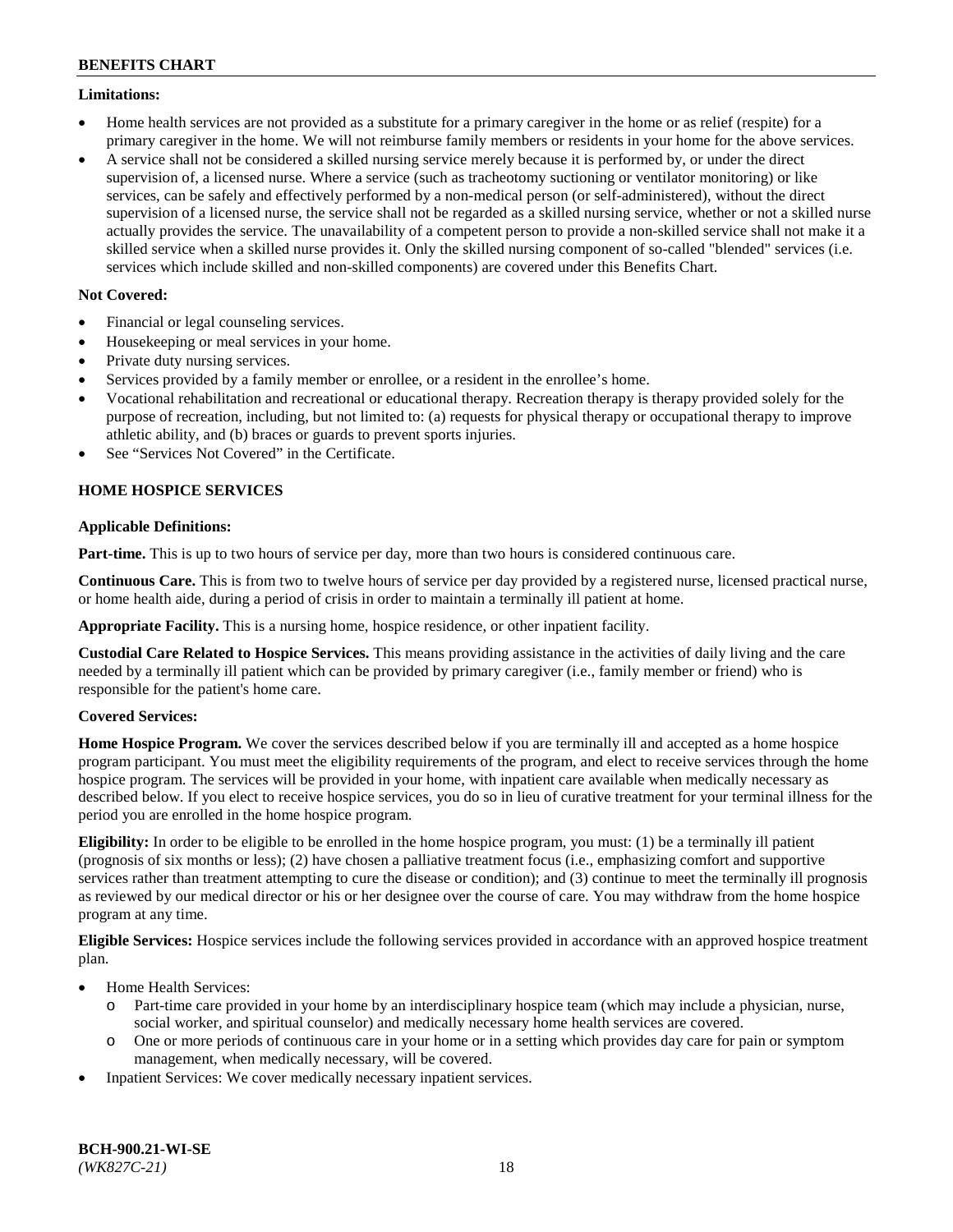**Limitations:**

- Home health services are not provided as a substitute for a primary caregiver in the home or as relief (respite) for a primary caregiver in the home. We will not reimburse family members or residents in your home for the above services.
- A service shall not be considered a skilled nursing service merely because it is performed by, or under the direct supervision of, a licensed nurse. Where a service (such as tracheotomy suctioning or ventilator monitoring) or like services, can be safely and effectively performed by a non-medical person (or self-administered), without the direct supervision of a licensed nurse, the service shall not be regarded as a skilled nursing service, whether or not a skilled nurse actually provides the service. The unavailability of a competent person to provide a non-skilled service shall not make it a skilled service when a skilled nurse provides it. Only the skilled nursing component of so-called "blended" services (i.e. services which include skilled and non-skilled components) are covered under this Benefits Chart.

**Not Covered:**

- Financial or legal counseling services.
- Housekeeping or meal services in your home.
- Private duty nursing services.
- Services provided by a family member or enrollee, or a resident in the enrollee's home.
- Vocational rehabilitation and recreational or educational therapy. Recreation therapy is therapy provided solely for the purpose of recreation, including, but not limited to: (a) requests for physical therapy or occupational therapy to improve athletic ability, and (b) braces or guards to prevent sports injuries.
- See "Services Not Covered" in the Certificate.

## HOME HOSPICE SERVICES

**Applicable Definitions:**

**Part-time.** This is up to two hours of service per day, more than two hours is considered continuous care.

**Continuous Care.** This is from two to twelve hours of service per day provided by a registered nurse, licensed practical nurse, or home health aide, during a period of crisis in order to maintain a terminally ill patient at home.

**Appropriate Facility.** This is a nursing home, hospice residence, or other inpatient facility.

**Custodial Care Related to Hospice Services.** This means providing assistance in the activities of daily living and the care needed by a terminally ill patient which can be provided by primary caregiver (i.e., family member or friend) who is responsible for the patient's home care.

**Covered Services:**

**Home Hospice Program.** We cover the services described below if you are terminally ill and accepted as a home hospice program participant. You must meet the eligibility requirements of the program, and elect to receive services through the home hospice program. The services will be provided in your home, with inpatient care available when medically necessary as described below. If you elect to receive hospice services, you do so in lieu of curative treatment for your terminal illness for the period you are enrolled in the home hospice program.

**Eligibility:** In order to be eligible to be enrolled in the home hospice program, you must: (1) be a terminally ill patient (prognosis of six months or less); (2) have chosen a palliative treatment focus (i.e., emphasizing comfort and supportive services rather than treatment attempting to cure the disease or condition); and (3) continue to meet the terminally ill prognosis as reviewed by our medical director or his or her designee over the course of care. You may withdraw from the home hospice program at any time.

**Eligible Services:** Hospice services include the following services provided in accordance with an approved hospice treatment plan.

- Home Health Services:
  - Part-time care provided in your home by an interdisciplinary hospice team (which may include a physician, nurse, social worker, and spiritual counselor) and medically necessary home health services are covered.
  - One or more periods of continuous care in your home or in a setting which provides day care for pain or symptom management, when medically necessary, will be covered.
- Inpatient Services: We cover medically necessary inpatient services.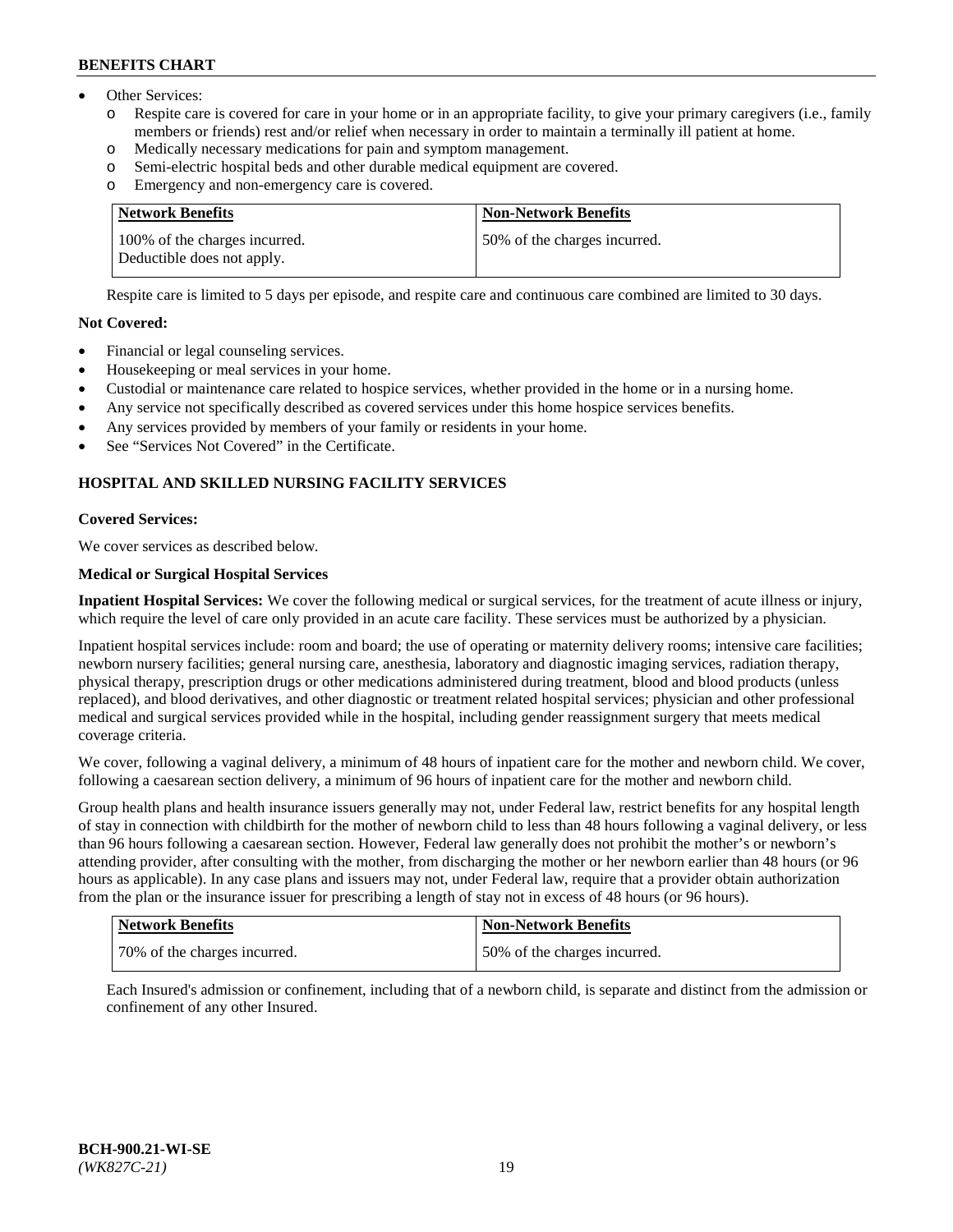- Other Services:
  - o Respite care is covered for care in your home or in an appropriate facility, to give your primary caregivers (i.e., family members or friends) rest and/or relief when necessary in order to maintain a terminally ill patient at home.
  - o Medically necessary medications for pain and symptom management.
  - o Semi-electric hospital beds and other durable medical equipment are covered.
  - o Emergency and non-emergency care is covered.

| Network Benefits | Non-Network Benefits |
| --- | --- |
| 100% of the charges incurred. Deductible does not apply. | 50% of the charges incurred. |

Respite care is limited to 5 days per episode, and respite care and continuous care combined are limited to 30 days.

**Not Covered:**

- Financial or legal counseling services.
- Housekeeping or meal services in your home.
- Custodial or maintenance care related to hospice services, whether provided in the home or in a nursing home.
- Any service not specifically described as covered services under this home hospice services benefits.
- Any services provided by members of your family or residents in your home.
- See "Services Not Covered" in the Certificate.

## HOSPITAL AND SKILLED NURSING FACILITY SERVICES

**Covered Services:**

We cover services as described below.

**Medical or Surgical Hospital Services**

**Inpatient Hospital Services:** We cover the following medical or surgical services, for the treatment of acute illness or injury, which require the level of care only provided in an acute care facility. These services must be authorized by a physician.

Inpatient hospital services include: room and board; the use of operating or maternity delivery rooms; intensive care facilities; newborn nursery facilities; general nursing care, anesthesia, laboratory and diagnostic imaging services, radiation therapy, physical therapy, prescription drugs or other medications administered during treatment, blood and blood products (unless replaced), and blood derivatives, and other diagnostic or treatment related hospital services; physician and other professional medical and surgical services provided while in the hospital, including gender reassignment surgery that meets medical coverage criteria.

We cover, following a vaginal delivery, a minimum of 48 hours of inpatient care for the mother and newborn child. We cover, following a caesarean section delivery, a minimum of 96 hours of inpatient care for the mother and newborn child.

Group health plans and health insurance issuers generally may not, under Federal law, restrict benefits for any hospital length of stay in connection with childbirth for the mother of newborn child to less than 48 hours following a vaginal delivery, or less than 96 hours following a caesarean section. However, Federal law generally does not prohibit the mother's or newborn's attending provider, after consulting with the mother, from discharging the mother or her newborn earlier than 48 hours (or 96 hours as applicable). In any case plans and issuers may not, under Federal law, require that a provider obtain authorization from the plan or the insurance issuer for prescribing a length of stay not in excess of 48 hours (or 96 hours).

| Network Benefits | Non-Network Benefits |
| --- | --- |
| 70% of the charges incurred. | 50% of the charges incurred. |

Each Insured's admission or confinement, including that of a newborn child, is separate and distinct from the admission or confinement of any other Insured.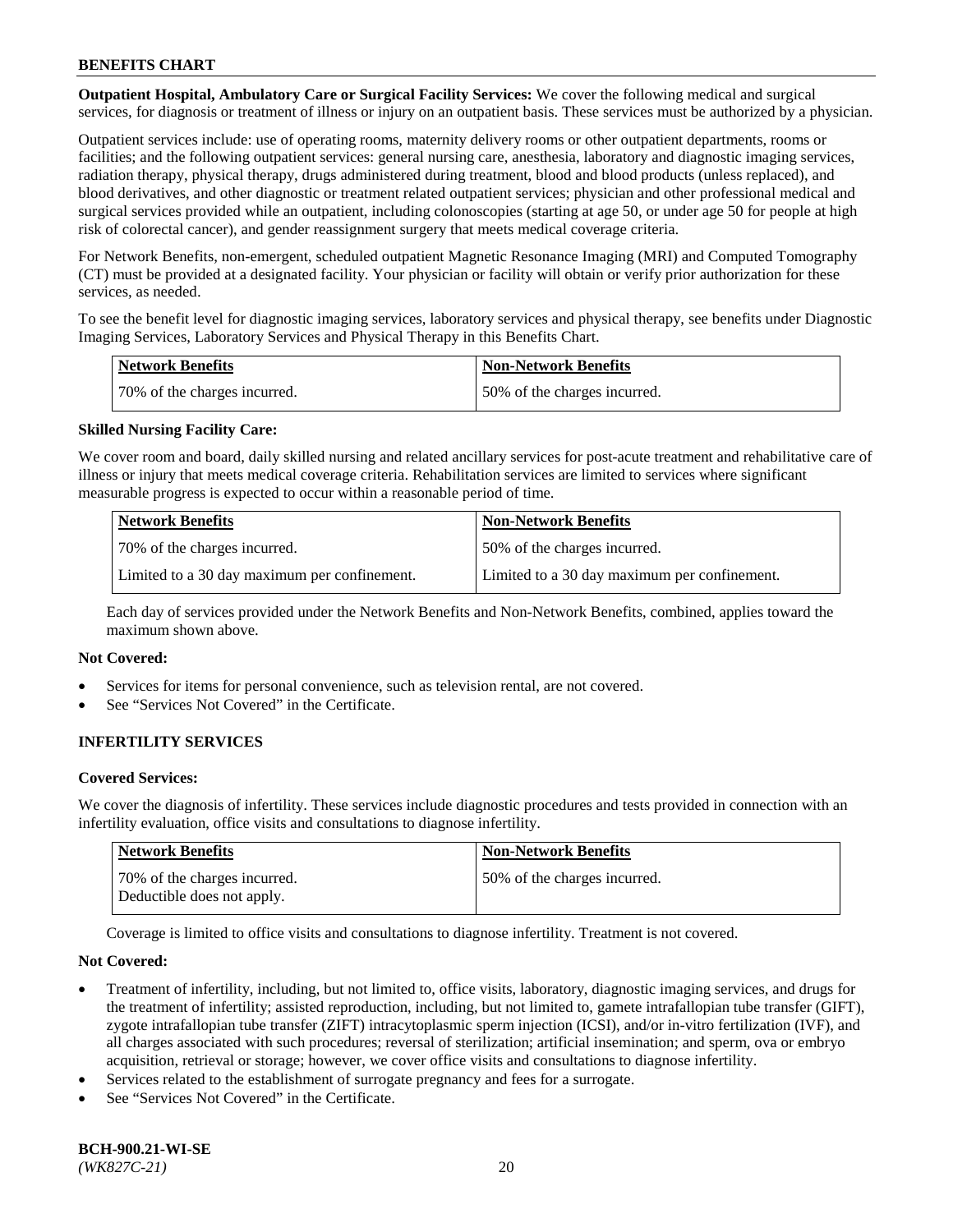**Outpatient Hospital, Ambulatory Care or Surgical Facility Services:** We cover the following medical and surgical services, for diagnosis or treatment of illness or injury on an outpatient basis. These services must be authorized by a physician.

Outpatient services include: use of operating rooms, maternity delivery rooms or other outpatient departments, rooms or facilities; and the following outpatient services: general nursing care, anesthesia, laboratory and diagnostic imaging services, radiation therapy, physical therapy, drugs administered during treatment, blood and blood products (unless replaced), and blood derivatives, and other diagnostic or treatment related outpatient services; physician and other professional medical and surgical services provided while an outpatient, including colonoscopies (starting at age 50, or under age 50 for people at high risk of colorectal cancer), and gender reassignment surgery that meets medical coverage criteria.

For Network Benefits, non-emergent, scheduled outpatient Magnetic Resonance Imaging (MRI) and Computed Tomography (CT) must be provided at a designated facility. Your physician or facility will obtain or verify prior authorization for these services, as needed.

To see the benefit level for diagnostic imaging services, laboratory services and physical therapy, see benefits under Diagnostic Imaging Services, Laboratory Services and Physical Therapy in this Benefits Chart.

| Network Benefits | Non-Network Benefits |
|---|---|
| 70% of the charges incurred. | 50% of the charges incurred. |

**Skilled Nursing Facility Care:**

We cover room and board, daily skilled nursing and related ancillary services for post-acute treatment and rehabilitative care of illness or injury that meets medical coverage criteria. Rehabilitation services are limited to services where significant measurable progress is expected to occur within a reasonable period of time.

| Network Benefits | Non-Network Benefits |
|---|---|
| 70% of the charges incurred. | 50% of the charges incurred. |
| Limited to a 30 day maximum per confinement. | Limited to a 30 day maximum per confinement. |

Each day of services provided under the Network Benefits and Non-Network Benefits, combined, applies toward the maximum shown above.

**Not Covered:**

- Services for items for personal convenience, such as television rental, are not covered.
- See "Services Not Covered" in the Certificate.

**INFERTILITY SERVICES**

**Covered Services:**

We cover the diagnosis of infertility. These services include diagnostic procedures and tests provided in connection with an infertility evaluation, office visits and consultations to diagnose infertility.

| Network Benefits | Non-Network Benefits |
|---|---|
| 70% of the charges incurred. Deductible does not apply. | 50% of the charges incurred. |

Coverage is limited to office visits and consultations to diagnose infertility. Treatment is not covered.

**Not Covered:**

- Treatment of infertility, including, but not limited to, office visits, laboratory, diagnostic imaging services, and drugs for the treatment of infertility; assisted reproduction, including, but not limited to, gamete intrafallopian tube transfer (GIFT), zygote intrafallopian tube transfer (ZIFT) intracytoplasmic sperm injection (ICSI), and/or in-vitro fertilization (IVF), and all charges associated with such procedures; reversal of sterilization; artificial insemination; and sperm, ova or embryo acquisition, retrieval or storage; however, we cover office visits and consultations to diagnose infertility.
- Services related to the establishment of surrogate pregnancy and fees for a surrogate.
- See "Services Not Covered" in the Certificate.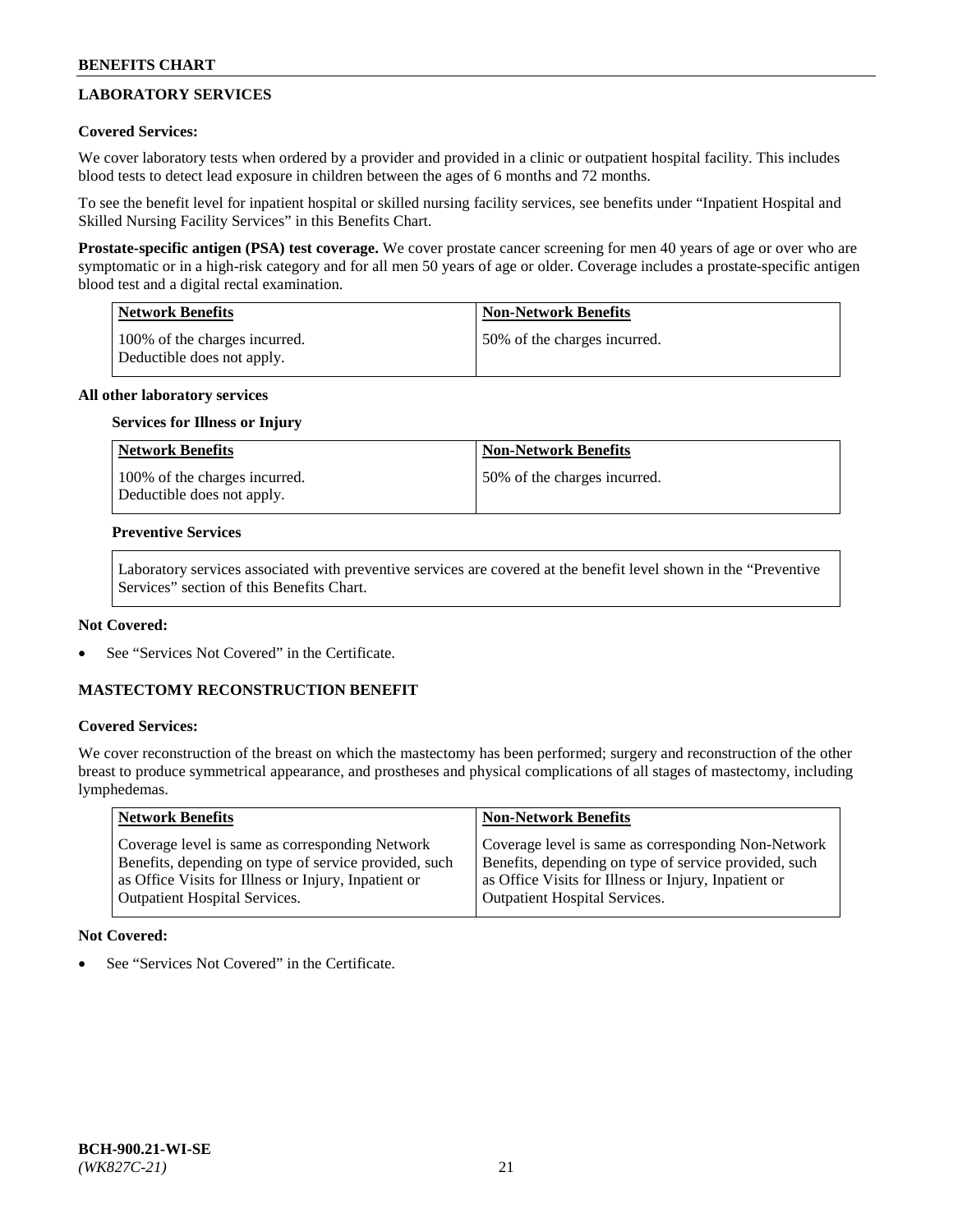## LABORATORY SERVICES

**Covered Services:**

We cover laboratory tests when ordered by a provider and provided in a clinic or outpatient hospital facility. This includes blood tests to detect lead exposure in children between the ages of 6 months and 72 months.

To see the benefit level for inpatient hospital or skilled nursing facility services, see benefits under "Inpatient Hospital and Skilled Nursing Facility Services" in this Benefits Chart.

**Prostate-specific antigen (PSA) test coverage.** We cover prostate cancer screening for men 40 years of age or over who are symptomatic or in a high-risk category and for all men 50 years of age or older. Coverage includes a prostate-specific antigen blood test and a digital rectal examination.

| Network Benefits | Non-Network Benefits |
|---|---|
| 100% of the charges incurred. Deductible does not apply. | 50% of the charges incurred. |

**All other laboratory services**

**Services for Illness or Injury**

| Network Benefits | Non-Network Benefits |
|---|---|
| 100% of the charges incurred. Deductible does not apply. | 50% of the charges incurred. |

**Preventive Services**

Laboratory services associated with preventive services are covered at the benefit level shown in the "Preventive Services" section of this Benefits Chart.

**Not Covered:**

- See "Services Not Covered" in the Certificate.

## MASTECTOMY RECONSTRUCTION BENEFIT

**Covered Services:**

We cover reconstruction of the breast on which the mastectomy has been performed; surgery and reconstruction of the other breast to produce symmetrical appearance, and prostheses and physical complications of all stages of mastectomy, including lymphedemas.

| Network Benefits | Non-Network Benefits |
|---|---|
| Coverage level is same as corresponding Network Benefits, depending on type of service provided, such as Office Visits for Illness or Injury, Inpatient or Outpatient Hospital Services. | Coverage level is same as corresponding Non-Network Benefits, depending on type of service provided, such as Office Visits for Illness or Injury, Inpatient or Outpatient Hospital Services. |

**Not Covered:**

- See "Services Not Covered" in the Certificate.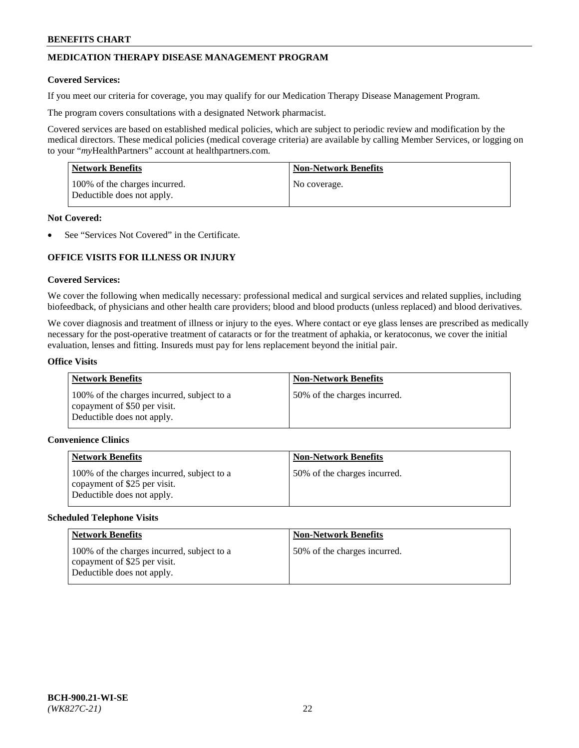## MEDICATION THERAPY DISEASE MANAGEMENT PROGRAM

**Covered Services:**

If you meet our criteria for coverage, you may qualify for our Medication Therapy Disease Management Program.

The program covers consultations with a designated Network pharmacist.

Covered services are based on established medical policies, which are subject to periodic review and modification by the medical directors. These medical policies (medical coverage criteria) are available by calling Member Services, or logging on to your "*my*HealthPartners" account at healthpartners.com.

| Network Benefits | Non-Network Benefits |
| --- | --- |
| 100% of the charges incurred. Deductible does not apply. | No coverage. |

**Not Covered:**

- See "Services Not Covered" in the Certificate.

## OFFICE VISITS FOR ILLNESS OR INJURY

**Covered Services:**

We cover the following when medically necessary: professional medical and surgical services and related supplies, including biofeedback, of physicians and other health care providers; blood and blood products (unless replaced) and blood derivatives.

We cover diagnosis and treatment of illness or injury to the eyes. Where contact or eye glass lenses are prescribed as medically necessary for the post-operative treatment of cataracts or for the treatment of aphakia, or keratoconus, we cover the initial evaluation, lenses and fitting. Insureds must pay for lens replacement beyond the initial pair.

**Office Visits**

| Network Benefits | Non-Network Benefits |
| --- | --- |
| 100% of the charges incurred, subject to a copayment of $50 per visit. Deductible does not apply. | 50% of the charges incurred. |

**Convenience Clinics**

| Network Benefits | Non-Network Benefits |
| --- | --- |
| 100% of the charges incurred, subject to a copayment of $25 per visit. Deductible does not apply. | 50% of the charges incurred. |

**Scheduled Telephone Visits**

| Network Benefits | Non-Network Benefits |
| --- | --- |
| 100% of the charges incurred, subject to a copayment of $25 per visit. Deductible does not apply. | 50% of the charges incurred. |

**BCH-900.21-WI-SE**
*(WK827C-21)*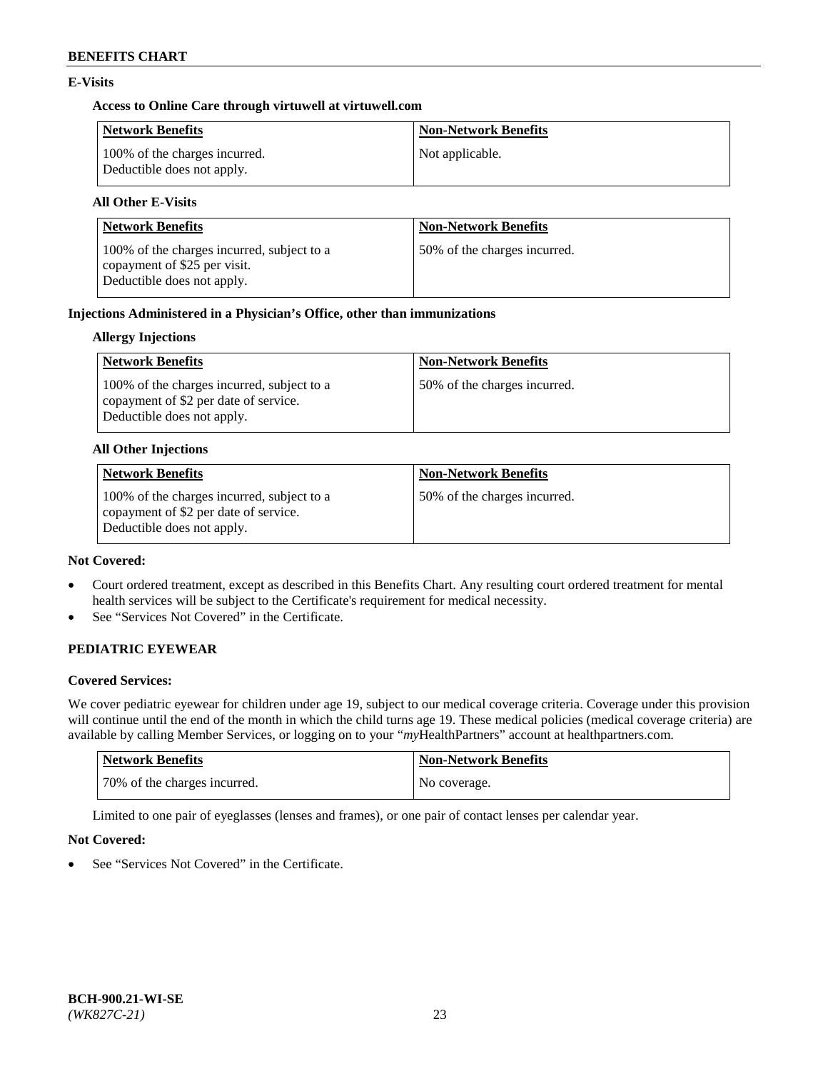### E-Visits

#### Access to Online Care through virtuwell at virtuwell.com

| Network Benefits | Non-Network Benefits |
|---|---|
| 100% of the charges incurred. Deductible does not apply. | Not applicable. |

#### All Other E-Visits

| Network Benefits | Non-Network Benefits |
|---|---|
| 100% of the charges incurred, subject to a copayment of $25 per visit. Deductible does not apply. | 50% of the charges incurred. |

### Injections Administered in a Physician's Office, other than immunizations

#### Allergy Injections

| Network Benefits | Non-Network Benefits |
|---|---|
| 100% of the charges incurred, subject to a copayment of $2 per date of service. Deductible does not apply. | 50% of the charges incurred. |

#### All Other Injections

| Network Benefits | Non-Network Benefits |
|---|---|
| 100% of the charges incurred, subject to a copayment of $2 per date of service. Deductible does not apply. | 50% of the charges incurred. |

**Not Covered:**

- Court ordered treatment, except as described in this Benefits Chart. Any resulting court ordered treatment for mental health services will be subject to the Certificate's requirement for medical necessity.
- See "Services Not Covered" in the Certificate.

## PEDIATRIC EYEWEAR

**Covered Services:**

We cover pediatric eyewear for children under age 19, subject to our medical coverage criteria. Coverage under this provision will continue until the end of the month in which the child turns age 19. These medical policies (medical coverage criteria) are available by calling Member Services, or logging on to your "*my*HealthPartners" account at healthpartners.com.

| Network Benefits | Non-Network Benefits |
|---|---|
| 70% of the charges incurred. | No coverage. |

Limited to one pair of eyeglasses (lenses and frames), or one pair of contact lenses per calendar year.

**Not Covered:**

- See "Services Not Covered" in the Certificate.

**BCH-900.21-WI-SE**
*(WK827C-21)*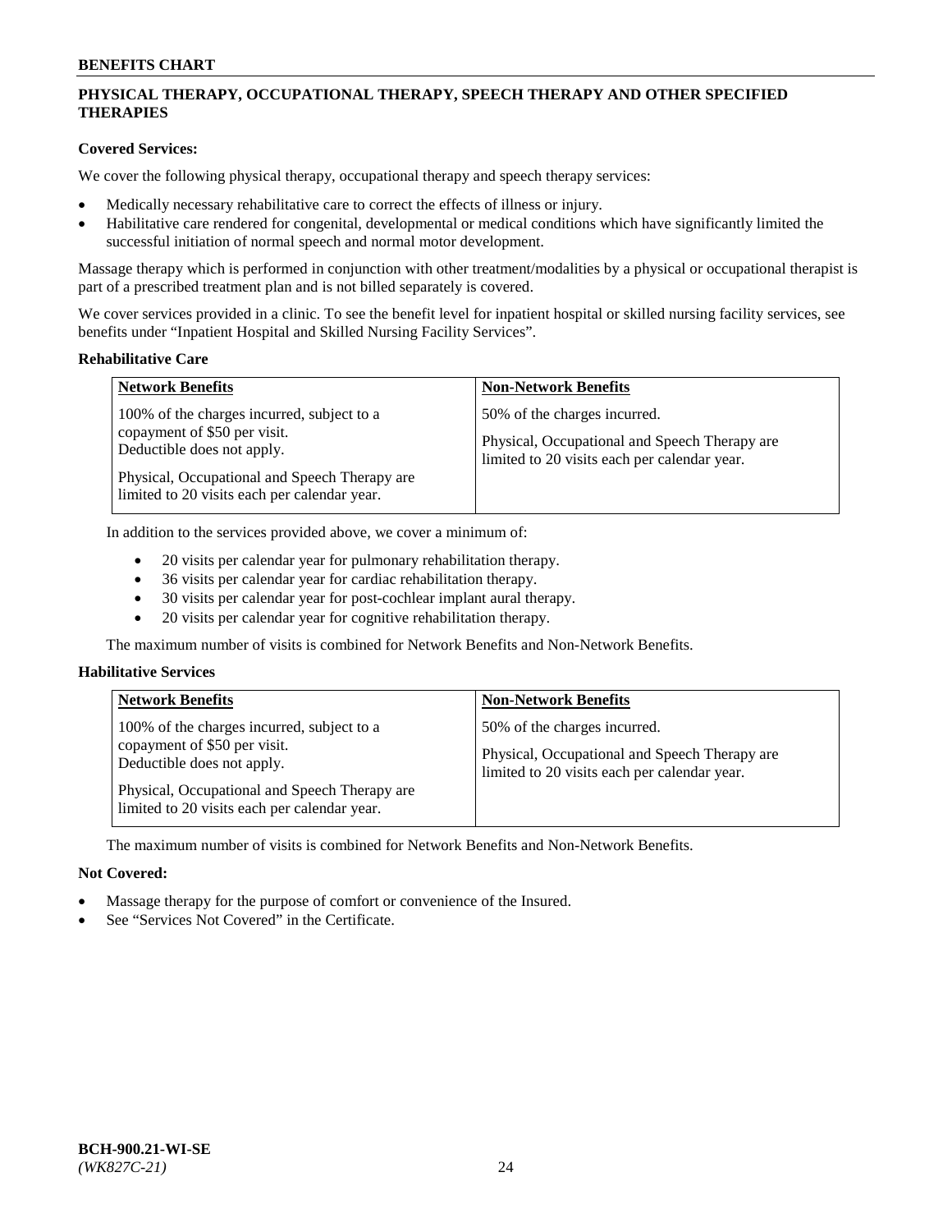## PHYSICAL THERAPY, OCCUPATIONAL THERAPY, SPEECH THERAPY AND OTHER SPECIFIED THERAPIES

**Covered Services:**

We cover the following physical therapy, occupational therapy and speech therapy services:

- Medically necessary rehabilitative care to correct the effects of illness or injury.
- Habilitative care rendered for congenital, developmental or medical conditions which have significantly limited the successful initiation of normal speech and normal motor development.

Massage therapy which is performed in conjunction with other treatment/modalities by a physical or occupational therapist is part of a prescribed treatment plan and is not billed separately is covered.

We cover services provided in a clinic. To see the benefit level for inpatient hospital or skilled nursing facility services, see benefits under "Inpatient Hospital and Skilled Nursing Facility Services".

**Rehabilitative Care**

| Network Benefits | Non-Network Benefits |
|---|---|
| 100% of the charges incurred, subject to a copayment of $50 per visit. Deductible does not apply.<br><br>Physical, Occupational and Speech Therapy are limited to 20 visits each per calendar year. | 50% of the charges incurred.<br><br>Physical, Occupational and Speech Therapy are limited to 20 visits each per calendar year. |

In addition to the services provided above, we cover a minimum of:

- 20 visits per calendar year for pulmonary rehabilitation therapy.
- 36 visits per calendar year for cardiac rehabilitation therapy.
- 30 visits per calendar year for post-cochlear implant aural therapy.
- 20 visits per calendar year for cognitive rehabilitation therapy.

The maximum number of visits is combined for Network Benefits and Non-Network Benefits.

**Habilitative Services**

| Network Benefits | Non-Network Benefits |
|---|---|
| 100% of the charges incurred, subject to a copayment of $50 per visit. Deductible does not apply.<br><br>Physical, Occupational and Speech Therapy are limited to 20 visits each per calendar year. | 50% of the charges incurred.<br><br>Physical, Occupational and Speech Therapy are limited to 20 visits each per calendar year. |

The maximum number of visits is combined for Network Benefits and Non-Network Benefits.

**Not Covered:**

- Massage therapy for the purpose of comfort or convenience of the Insured.
- See "Services Not Covered" in the Certificate.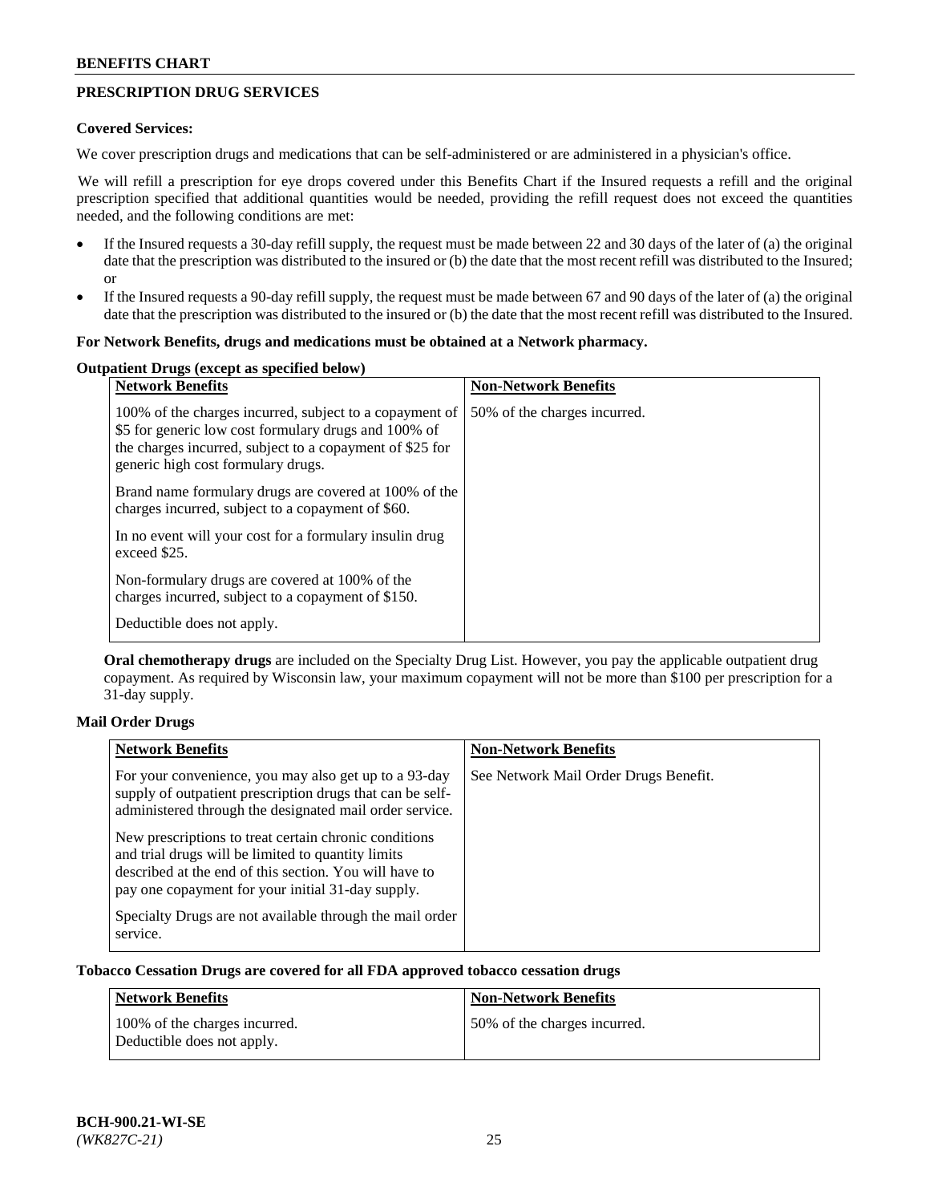## PRESCRIPTION DRUG SERVICES

**Covered Services:**

We cover prescription drugs and medications that can be self-administered or are administered in a physician's office.

We will refill a prescription for eye drops covered under this Benefits Chart if the Insured requests a refill and the original prescription specified that additional quantities would be needed, providing the refill request does not exceed the quantities needed, and the following conditions are met:

- If the Insured requests a 30-day refill supply, the request must be made between 22 and 30 days of the later of (a) the original date that the prescription was distributed to the insured or (b) the date that the most recent refill was distributed to the Insured; or
- If the Insured requests a 90-day refill supply, the request must be made between 67 and 90 days of the later of (a) the original date that the prescription was distributed to the insured or (b) the date that the most recent refill was distributed to the Insured.

**For Network Benefits, drugs and medications must be obtained at a Network pharmacy.**

**Outpatient Drugs (except as specified below)**

| Network Benefits | Non-Network Benefits |
|---|---|
| 100% of the charges incurred, subject to a copayment of \$5 for generic low cost formulary drugs and 100% of the charges incurred, subject to a copayment of \$25 for generic high cost formulary drugs.<br><br>Brand name formulary drugs are covered at 100% of the charges incurred, subject to a copayment of \$60.<br><br>In no event will your cost for a formulary insulin drug exceed \$25.<br><br>Non-formulary drugs are covered at 100% of the charges incurred, subject to a copayment of \$150.<br><br>Deductible does not apply. | 50% of the charges incurred. |

**Oral chemotherapy drugs** are included on the Specialty Drug List. However, you pay the applicable outpatient drug copayment. As required by Wisconsin law, your maximum copayment will not be more than \$100 per prescription for a 31-day supply.

**Mail Order Drugs**

| Network Benefits | Non-Network Benefits |
|---|---|
| For your convenience, you may also get up to a 93-day supply of outpatient prescription drugs that can be self-administered through the designated mail order service.<br><br>New prescriptions to treat certain chronic conditions and trial drugs will be limited to quantity limits described at the end of this section. You will have to pay one copayment for your initial 31-day supply.<br><br>Specialty Drugs are not available through the mail order service. | See Network Mail Order Drugs Benefit. |

**Tobacco Cessation Drugs are covered for all FDA approved tobacco cessation drugs**

| Network Benefits | Non-Network Benefits |
|---|---|
| 100% of the charges incurred.<br>Deductible does not apply. | 50% of the charges incurred. |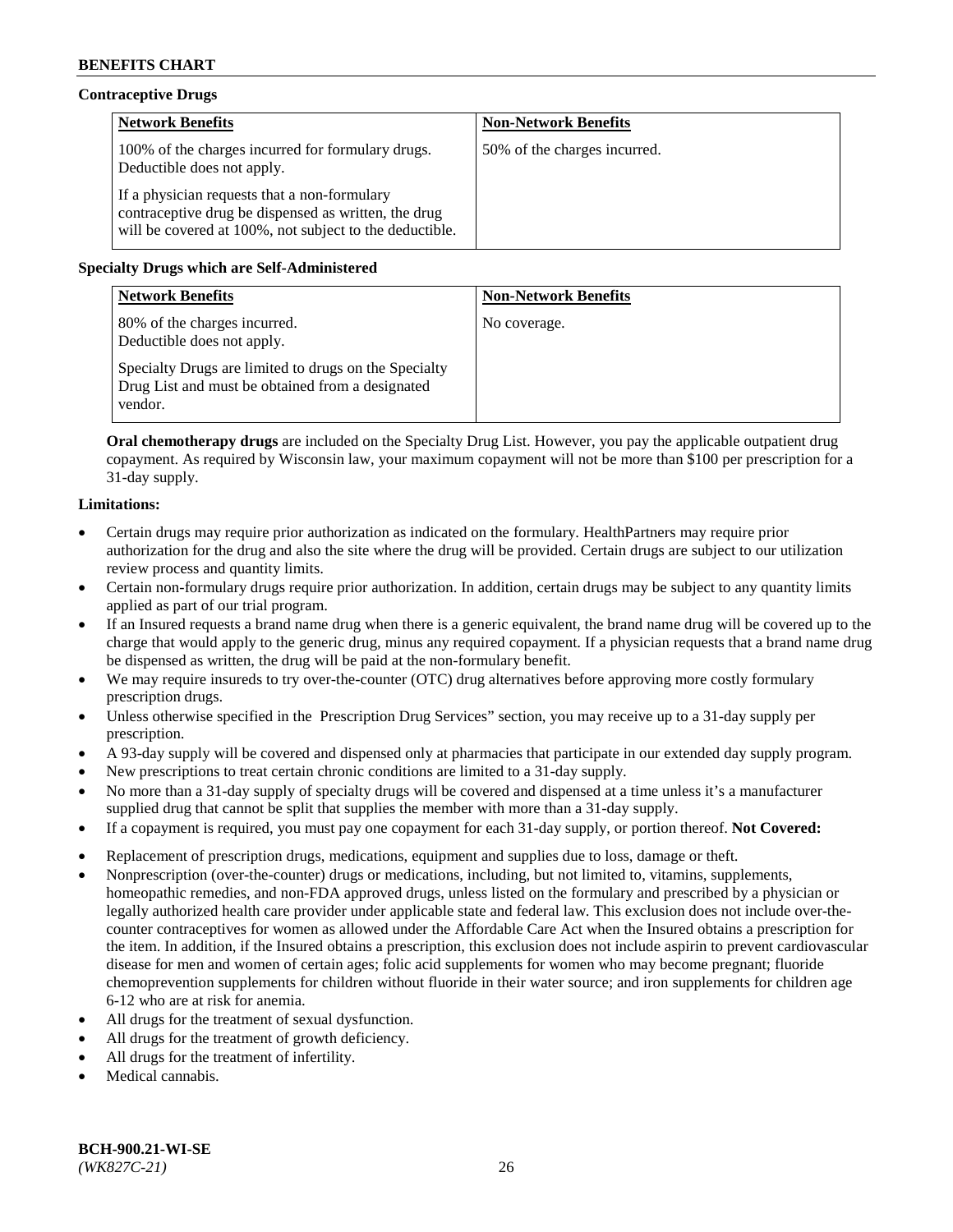#### Contraceptive Drugs

| Network Benefits | Non-Network Benefits |
| --- | --- |
| 100% of the charges incurred for formulary drugs. Deductible does not apply.<br><br>If a physician requests that a non-formulary contraceptive drug be dispensed as written, the drug will be covered at 100%, not subject to the deductible. | 50% of the charges incurred. |

#### Specialty Drugs which are Self-Administered

| Network Benefits | Non-Network Benefits |
| --- | --- |
| 80% of the charges incurred. Deductible does not apply.<br><br>Specialty Drugs are limited to drugs on the Specialty Drug List and must be obtained from a designated vendor. | No coverage. |

**Oral chemotherapy drugs** are included on the Specialty Drug List. However, you pay the applicable outpatient drug copayment. As required by Wisconsin law, your maximum copayment will not be more than $100 per prescription for a 31-day supply.

**Limitations:**

- Certain drugs may require prior authorization as indicated on the formulary. HealthPartners may require prior authorization for the drug and also the site where the drug will be provided. Certain drugs are subject to our utilization review process and quantity limits.
- Certain non-formulary drugs require prior authorization. In addition, certain drugs may be subject to any quantity limits applied as part of our trial program.
- If an Insured requests a brand name drug when there is a generic equivalent, the brand name drug will be covered up to the charge that would apply to the generic drug, minus any required copayment. If a physician requests that a brand name drug be dispensed as written, the drug will be paid at the non-formulary benefit.
- We may require insureds to try over-the-counter (OTC) drug alternatives before approving more costly formulary prescription drugs.
- Unless otherwise specified in the Prescription Drug Services" section, you may receive up to a 31-day supply per prescription.
- A 93-day supply will be covered and dispensed only at pharmacies that participate in our extended day supply program.
- New prescriptions to treat certain chronic conditions are limited to a 31-day supply.
- No more than a 31-day supply of specialty drugs will be covered and dispensed at a time unless it's a manufacturer supplied drug that cannot be split that supplies the member with more than a 31-day supply.
- If a copayment is required, you must pay one copayment for each 31-day supply, or portion thereof. **Not Covered:**
- Replacement of prescription drugs, medications, equipment and supplies due to loss, damage or theft.
- Nonprescription (over-the-counter) drugs or medications, including, but not limited to, vitamins, supplements, homeopathic remedies, and non-FDA approved drugs, unless listed on the formulary and prescribed by a physician or legally authorized health care provider under applicable state and federal law. This exclusion does not include over-the-counter contraceptives for women as allowed under the Affordable Care Act when the Insured obtains a prescription for the item. In addition, if the Insured obtains a prescription, this exclusion does not include aspirin to prevent cardiovascular disease for men and women of certain ages; folic acid supplements for women who may become pregnant; fluoride chemoprevention supplements for children without fluoride in their water source; and iron supplements for children age 6-12 who are at risk for anemia.
- All drugs for the treatment of sexual dysfunction.
- All drugs for the treatment of growth deficiency.
- All drugs for the treatment of infertility.
- Medical cannabis.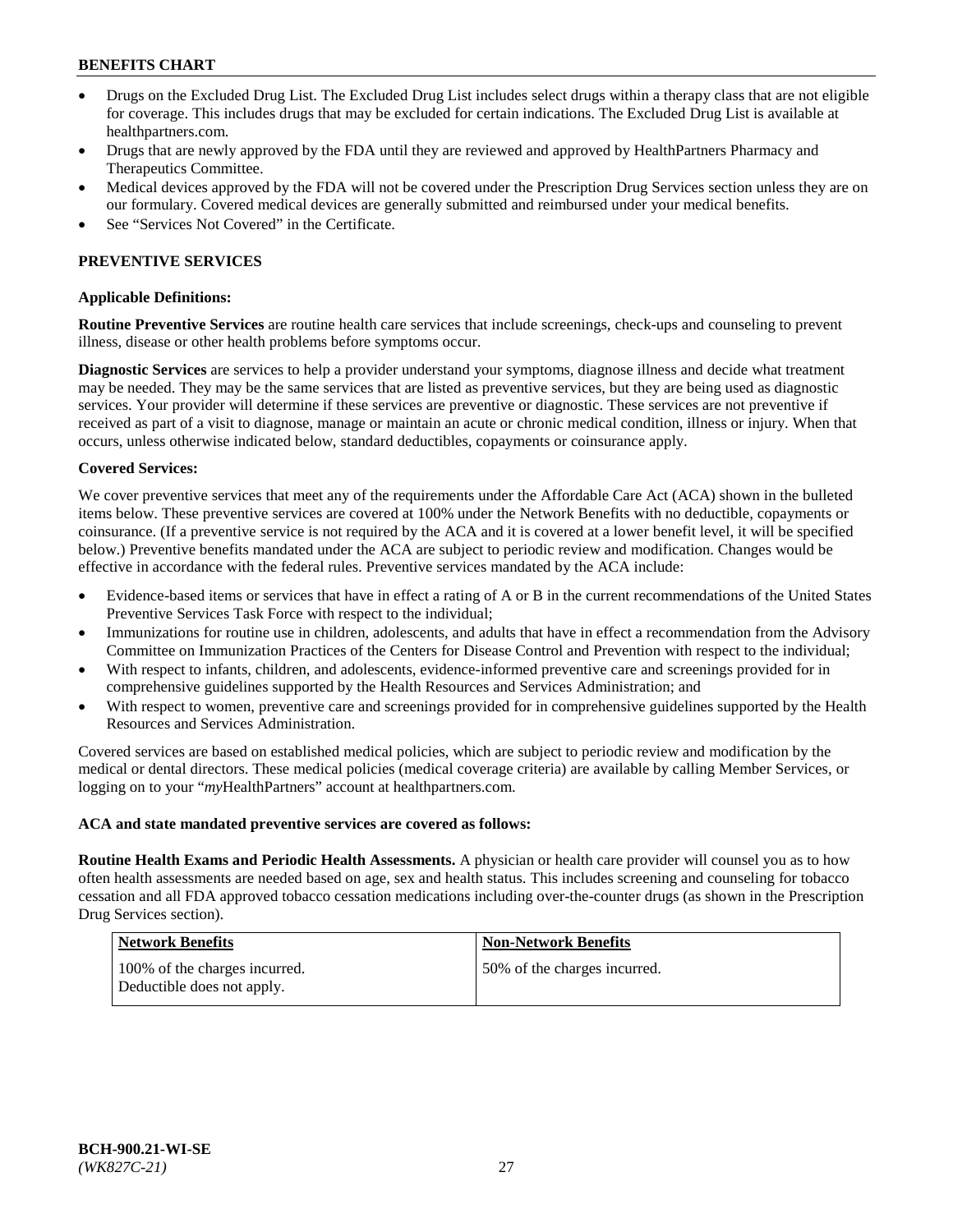- Drugs on the Excluded Drug List. The Excluded Drug List includes select drugs within a therapy class that are not eligible for coverage. This includes drugs that may be excluded for certain indications. The Excluded Drug List is available at healthpartners.com.
- Drugs that are newly approved by the FDA until they are reviewed and approved by HealthPartners Pharmacy and Therapeutics Committee.
- Medical devices approved by the FDA will not be covered under the Prescription Drug Services section unless they are on our formulary. Covered medical devices are generally submitted and reimbursed under your medical benefits.
- See "Services Not Covered" in the Certificate.

## PREVENTIVE SERVICES

### Applicable Definitions:

**Routine Preventive Services** are routine health care services that include screenings, check-ups and counseling to prevent illness, disease or other health problems before symptoms occur.

**Diagnostic Services** are services to help a provider understand your symptoms, diagnose illness and decide what treatment may be needed. They may be the same services that are listed as preventive services, but they are being used as diagnostic services. Your provider will determine if these services are preventive or diagnostic. These services are not preventive if received as part of a visit to diagnose, manage or maintain an acute or chronic medical condition, illness or injury. When that occurs, unless otherwise indicated below, standard deductibles, copayments or coinsurance apply.

### Covered Services:

We cover preventive services that meet any of the requirements under the Affordable Care Act (ACA) shown in the bulleted items below. These preventive services are covered at 100% under the Network Benefits with no deductible, copayments or coinsurance. (If a preventive service is not required by the ACA and it is covered at a lower benefit level, it will be specified below.) Preventive benefits mandated under the ACA are subject to periodic review and modification. Changes would be effective in accordance with the federal rules. Preventive services mandated by the ACA include:

- Evidence-based items or services that have in effect a rating of A or B in the current recommendations of the United States Preventive Services Task Force with respect to the individual;
- Immunizations for routine use in children, adolescents, and adults that have in effect a recommendation from the Advisory Committee on Immunization Practices of the Centers for Disease Control and Prevention with respect to the individual;
- With respect to infants, children, and adolescents, evidence-informed preventive care and screenings provided for in comprehensive guidelines supported by the Health Resources and Services Administration; and
- With respect to women, preventive care and screenings provided for in comprehensive guidelines supported by the Health Resources and Services Administration.

Covered services are based on established medical policies, which are subject to periodic review and modification by the medical or dental directors. These medical policies (medical coverage criteria) are available by calling Member Services, or logging on to your "*my*HealthPartners" account at healthpartners.com.

**ACA and state mandated preventive services are covered as follows:**

**Routine Health Exams and Periodic Health Assessments.** A physician or health care provider will counsel you as to how often health assessments are needed based on age, sex and health status. This includes screening and counseling for tobacco cessation and all FDA approved tobacco cessation medications including over-the-counter drugs (as shown in the Prescription Drug Services section).

| Network Benefits | Non-Network Benefits |
|---|---|
| 100% of the charges incurred. Deductible does not apply. | 50% of the charges incurred. |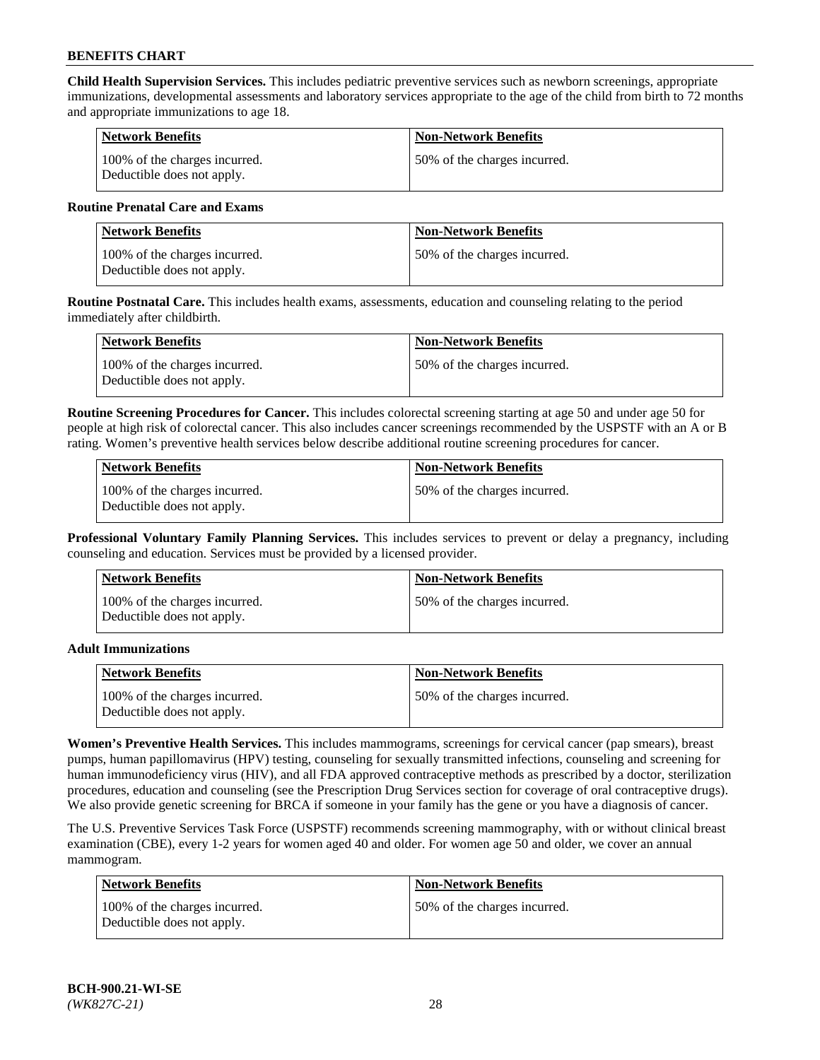**Child Health Supervision Services.** This includes pediatric preventive services such as newborn screenings, appropriate immunizations, developmental assessments and laboratory services appropriate to the age of the child from birth to 72 months and appropriate immunizations to age 18.

| Network Benefits | Non-Network Benefits |
|---|---|
| 100% of the charges incurred. Deductible does not apply. | 50% of the charges incurred. |

**Routine Prenatal Care and Exams**

| Network Benefits | Non-Network Benefits |
|---|---|
| 100% of the charges incurred. Deductible does not apply. | 50% of the charges incurred. |

**Routine Postnatal Care.** This includes health exams, assessments, education and counseling relating to the period immediately after childbirth.

| Network Benefits | Non-Network Benefits |
|---|---|
| 100% of the charges incurred. Deductible does not apply. | 50% of the charges incurred. |

**Routine Screening Procedures for Cancer.** This includes colorectal screening starting at age 50 and under age 50 for people at high risk of colorectal cancer. This also includes cancer screenings recommended by the USPSTF with an A or B rating. Women's preventive health services below describe additional routine screening procedures for cancer.

| Network Benefits | Non-Network Benefits |
|---|---|
| 100% of the charges incurred. Deductible does not apply. | 50% of the charges incurred. |

**Professional Voluntary Family Planning Services.** This includes services to prevent or delay a pregnancy, including counseling and education. Services must be provided by a licensed provider.

| Network Benefits | Non-Network Benefits |
|---|---|
| 100% of the charges incurred. Deductible does not apply. | 50% of the charges incurred. |

**Adult Immunizations**

| Network Benefits | Non-Network Benefits |
|---|---|
| 100% of the charges incurred. Deductible does not apply. | 50% of the charges incurred. |

**Women's Preventive Health Services.** This includes mammograms, screenings for cervical cancer (pap smears), breast pumps, human papillomavirus (HPV) testing, counseling for sexually transmitted infections, counseling and screening for human immunodeficiency virus (HIV), and all FDA approved contraceptive methods as prescribed by a doctor, sterilization procedures, education and counseling (see the Prescription Drug Services section for coverage of oral contraceptive drugs). We also provide genetic screening for BRCA if someone in your family has the gene or you have a diagnosis of cancer.

The U.S. Preventive Services Task Force (USPSTF) recommends screening mammography, with or without clinical breast examination (CBE), every 1-2 years for women aged 40 and older. For women age 50 and older, we cover an annual mammogram.

| Network Benefits | Non-Network Benefits |
|---|---|
| 100% of the charges incurred. Deductible does not apply. | 50% of the charges incurred. |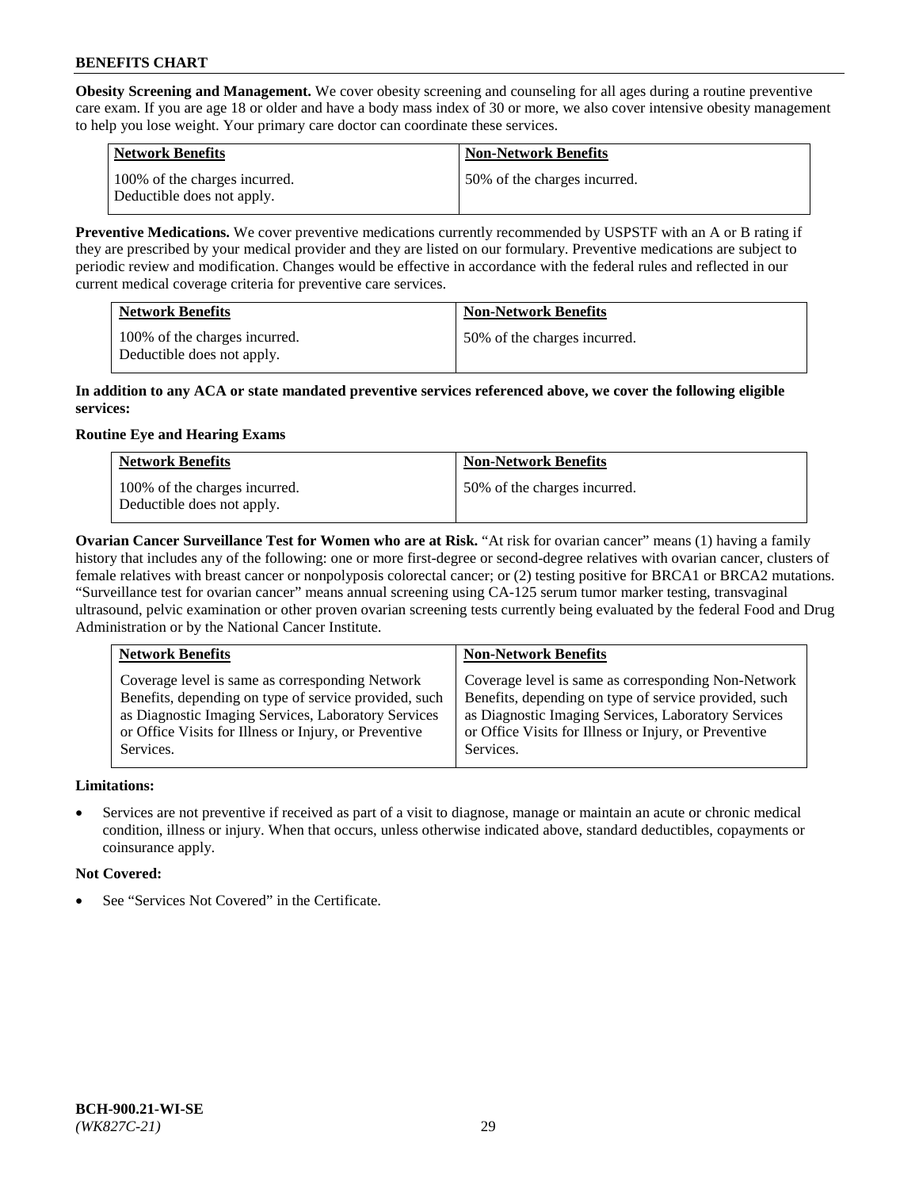**Obesity Screening and Management.** We cover obesity screening and counseling for all ages during a routine preventive care exam. If you are age 18 or older and have a body mass index of 30 or more, we also cover intensive obesity management to help you lose weight. Your primary care doctor can coordinate these services.

| Network Benefits | Non-Network Benefits |
|---|---|
| 100% of the charges incurred. Deductible does not apply. | 50% of the charges incurred. |

**Preventive Medications.** We cover preventive medications currently recommended by USPSTF with an A or B rating if they are prescribed by your medical provider and they are listed on our formulary. Preventive medications are subject to periodic review and modification. Changes would be effective in accordance with the federal rules and reflected in our current medical coverage criteria for preventive care services.

| Network Benefits | Non-Network Benefits |
|---|---|
| 100% of the charges incurred. Deductible does not apply. | 50% of the charges incurred. |

**In addition to any ACA or state mandated preventive services referenced above, we cover the following eligible services:**

**Routine Eye and Hearing Exams**

| Network Benefits | Non-Network Benefits |
|---|---|
| 100% of the charges incurred. Deductible does not apply. | 50% of the charges incurred. |

**Ovarian Cancer Surveillance Test for Women who are at Risk.** "At risk for ovarian cancer" means (1) having a family history that includes any of the following: one or more first-degree or second-degree relatives with ovarian cancer, clusters of female relatives with breast cancer or nonpolyposis colorectal cancer; or (2) testing positive for BRCA1 or BRCA2 mutations. "Surveillance test for ovarian cancer" means annual screening using CA-125 serum tumor marker testing, transvaginal ultrasound, pelvic examination or other proven ovarian screening tests currently being evaluated by the federal Food and Drug Administration or by the National Cancer Institute.

| Network Benefits | Non-Network Benefits |
|---|---|
| Coverage level is same as corresponding Network Benefits, depending on type of service provided, such as Diagnostic Imaging Services, Laboratory Services or Office Visits for Illness or Injury, or Preventive Services. | Coverage level is same as corresponding Non-Network Benefits, depending on type of service provided, such as Diagnostic Imaging Services, Laboratory Services or Office Visits for Illness or Injury, or Preventive Services. |

**Limitations:**

- Services are not preventive if received as part of a visit to diagnose, manage or maintain an acute or chronic medical condition, illness or injury. When that occurs, unless otherwise indicated above, standard deductibles, copayments or coinsurance apply.

**Not Covered:**

- See "Services Not Covered" in the Certificate.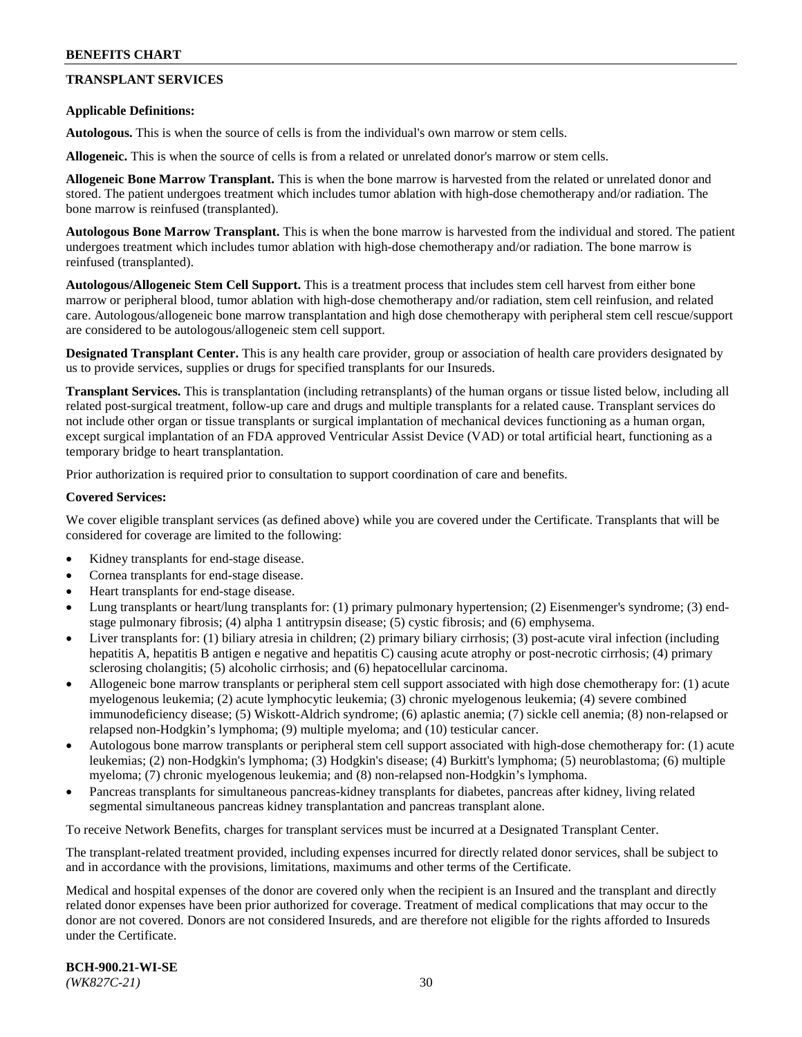## TRANSPLANT SERVICES

**Applicable Definitions:**

**Autologous.** This is when the source of cells is from the individual's own marrow or stem cells.

**Allogeneic.** This is when the source of cells is from a related or unrelated donor's marrow or stem cells.

**Allogeneic Bone Marrow Transplant.** This is when the bone marrow is harvested from the related or unrelated donor and stored. The patient undergoes treatment which includes tumor ablation with high-dose chemotherapy and/or radiation. The bone marrow is reinfused (transplanted).

**Autologous Bone Marrow Transplant.** This is when the bone marrow is harvested from the individual and stored. The patient undergoes treatment which includes tumor ablation with high-dose chemotherapy and/or radiation. The bone marrow is reinfused (transplanted).

**Autologous/Allogeneic Stem Cell Support.** This is a treatment process that includes stem cell harvest from either bone marrow or peripheral blood, tumor ablation with high-dose chemotherapy and/or radiation, stem cell reinfusion, and related care. Autologous/allogeneic bone marrow transplantation and high dose chemotherapy with peripheral stem cell rescue/support are considered to be autologous/allogeneic stem cell support.

**Designated Transplant Center.** This is any health care provider, group or association of health care providers designated by us to provide services, supplies or drugs for specified transplants for our Insureds.

**Transplant Services.** This is transplantation (including retransplants) of the human organs or tissue listed below, including all related post-surgical treatment, follow-up care and drugs and multiple transplants for a related cause. Transplant services do not include other organ or tissue transplants or surgical implantation of mechanical devices functioning as a human organ, except surgical implantation of an FDA approved Ventricular Assist Device (VAD) or total artificial heart, functioning as a temporary bridge to heart transplantation.

Prior authorization is required prior to consultation to support coordination of care and benefits.

**Covered Services:**

We cover eligible transplant services (as defined above) while you are covered under the Certificate. Transplants that will be considered for coverage are limited to the following:

- Kidney transplants for end-stage disease.
- Cornea transplants for end-stage disease.
- Heart transplants for end-stage disease.
- Lung transplants or heart/lung transplants for: (1) primary pulmonary hypertension; (2) Eisenmenger's syndrome; (3) end-stage pulmonary fibrosis; (4) alpha 1 antitrypsin disease; (5) cystic fibrosis; and (6) emphysema.
- Liver transplants for: (1) biliary atresia in children; (2) primary biliary cirrhosis; (3) post-acute viral infection (including hepatitis A, hepatitis B antigen e negative and hepatitis C) causing acute atrophy or post-necrotic cirrhosis; (4) primary sclerosing cholangitis; (5) alcoholic cirrhosis; and (6) hepatocellular carcinoma.
- Allogeneic bone marrow transplants or peripheral stem cell support associated with high dose chemotherapy for: (1) acute myelogenous leukemia; (2) acute lymphocytic leukemia; (3) chronic myelogenous leukemia; (4) severe combined immunodeficiency disease; (5) Wiskott-Aldrich syndrome; (6) aplastic anemia; (7) sickle cell anemia; (8) non-relapsed or relapsed non-Hodgkin's lymphoma; (9) multiple myeloma; and (10) testicular cancer.
- Autologous bone marrow transplants or peripheral stem cell support associated with high-dose chemotherapy for: (1) acute leukemias; (2) non-Hodgkin's lymphoma; (3) Hodgkin's disease; (4) Burkitt's lymphoma; (5) neuroblastoma; (6) multiple myeloma; (7) chronic myelogenous leukemia; and (8) non-relapsed non-Hodgkin's lymphoma.
- Pancreas transplants for simultaneous pancreas-kidney transplants for diabetes, pancreas after kidney, living related segmental simultaneous pancreas kidney transplantation and pancreas transplant alone.

To receive Network Benefits, charges for transplant services must be incurred at a Designated Transplant Center.

The transplant-related treatment provided, including expenses incurred for directly related donor services, shall be subject to and in accordance with the provisions, limitations, maximums and other terms of the Certificate.

Medical and hospital expenses of the donor are covered only when the recipient is an Insured and the transplant and directly related donor expenses have been prior authorized for coverage. Treatment of medical complications that may occur to the donor are not covered. Donors are not considered Insureds, and are therefore not eligible for the rights afforded to Insureds under the Certificate.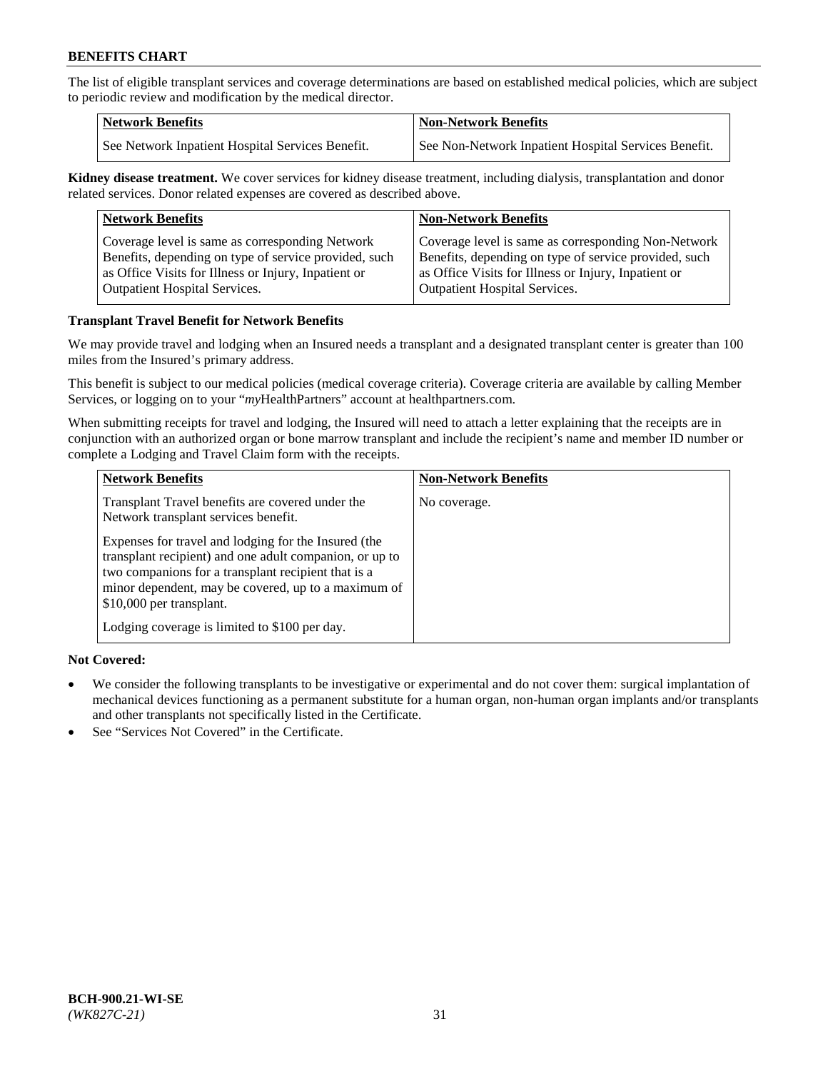The list of eligible transplant services and coverage determinations are based on established medical policies, which are subject to periodic review and modification by the medical director.

| Network Benefits | Non-Network Benefits |
|---|---|
| See Network Inpatient Hospital Services Benefit. | See Non-Network Inpatient Hospital Services Benefit. |

**Kidney disease treatment.** We cover services for kidney disease treatment, including dialysis, transplantation and donor related services. Donor related expenses are covered as described above.

| Network Benefits | Non-Network Benefits |
|---|---|
| Coverage level is same as corresponding Network Benefits, depending on type of service provided, such as Office Visits for Illness or Injury, Inpatient or Outpatient Hospital Services. | Coverage level is same as corresponding Non-Network Benefits, depending on type of service provided, such as Office Visits for Illness or Injury, Inpatient or Outpatient Hospital Services. |

**Transplant Travel Benefit for Network Benefits**

We may provide travel and lodging when an Insured needs a transplant and a designated transplant center is greater than 100 miles from the Insured's primary address.

This benefit is subject to our medical policies (medical coverage criteria). Coverage criteria are available by calling Member Services, or logging on to your "*my*HealthPartners" account at healthpartners.com.

When submitting receipts for travel and lodging, the Insured will need to attach a letter explaining that the receipts are in conjunction with an authorized organ or bone marrow transplant and include the recipient's name and member ID number or complete a Lodging and Travel Claim form with the receipts.

| Network Benefits | Non-Network Benefits |
|---|---|
| Transplant Travel benefits are covered under the Network transplant services benefit.<br><br>Expenses for travel and lodging for the Insured (the transplant recipient) and one adult companion, or up to two companions for a transplant recipient that is a minor dependent, may be covered, up to a maximum of $10,000 per transplant.<br><br>Lodging coverage is limited to $100 per day. | No coverage. |

**Not Covered:**

- We consider the following transplants to be investigative or experimental and do not cover them: surgical implantation of mechanical devices functioning as a permanent substitute for a human organ, non-human organ implants and/or transplants and other transplants not specifically listed in the Certificate.
- See "Services Not Covered" in the Certificate.

BCH-900.21-WI-SE
*(WK827C-21)*